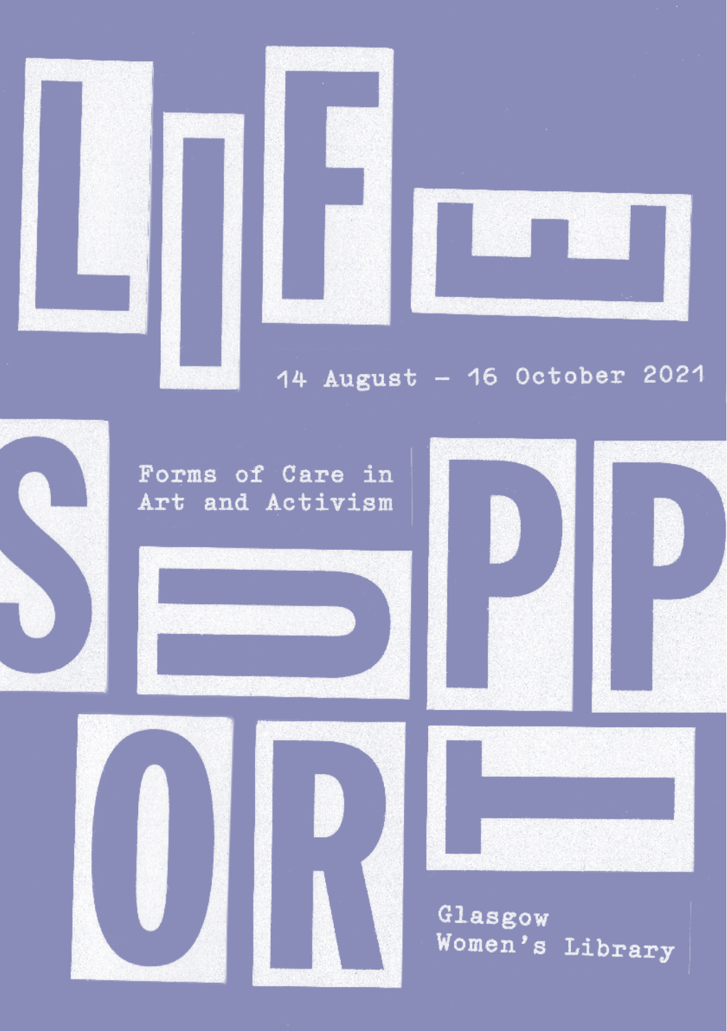# LIFE SUPPORT

14 August – 16 October 2021

Forms of Care in Art and Activism

Glasgow Women's Library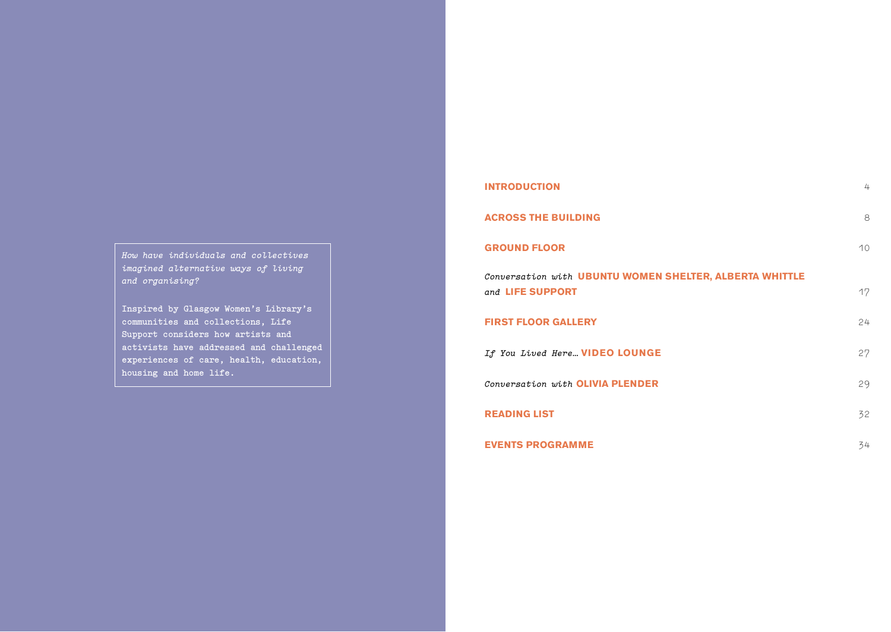*How have individuals and collectives imagined alternative ways of living and organising?*

Inspired by Glasgow Women's Library's communities and collections, Life Support considers how artists and activists have addressed and challenged experiences of care, health, education, housing and home life.

| | |
|---|---|
| **INTRODUCTION** | 4 |
| **ACROSS THE BUILDING** | 8 |
| **GROUND FLOOR** | 10 |
| *Conversation with* **UBUNTU WOMEN SHELTER, ALBERTA WHITTLE** *and* **LIFE SUPPORT** | 17 |
| **FIRST FLOOR GALLERY** | 24 |
| *If You Lived Here…* **VIDEO LOUNGE** | 27 |
| *Conversation with* **OLIVIA PLENDER** | 29 |
| **READING LIST** | 32 |
| **EVENTS PROGRAMME** | 34 |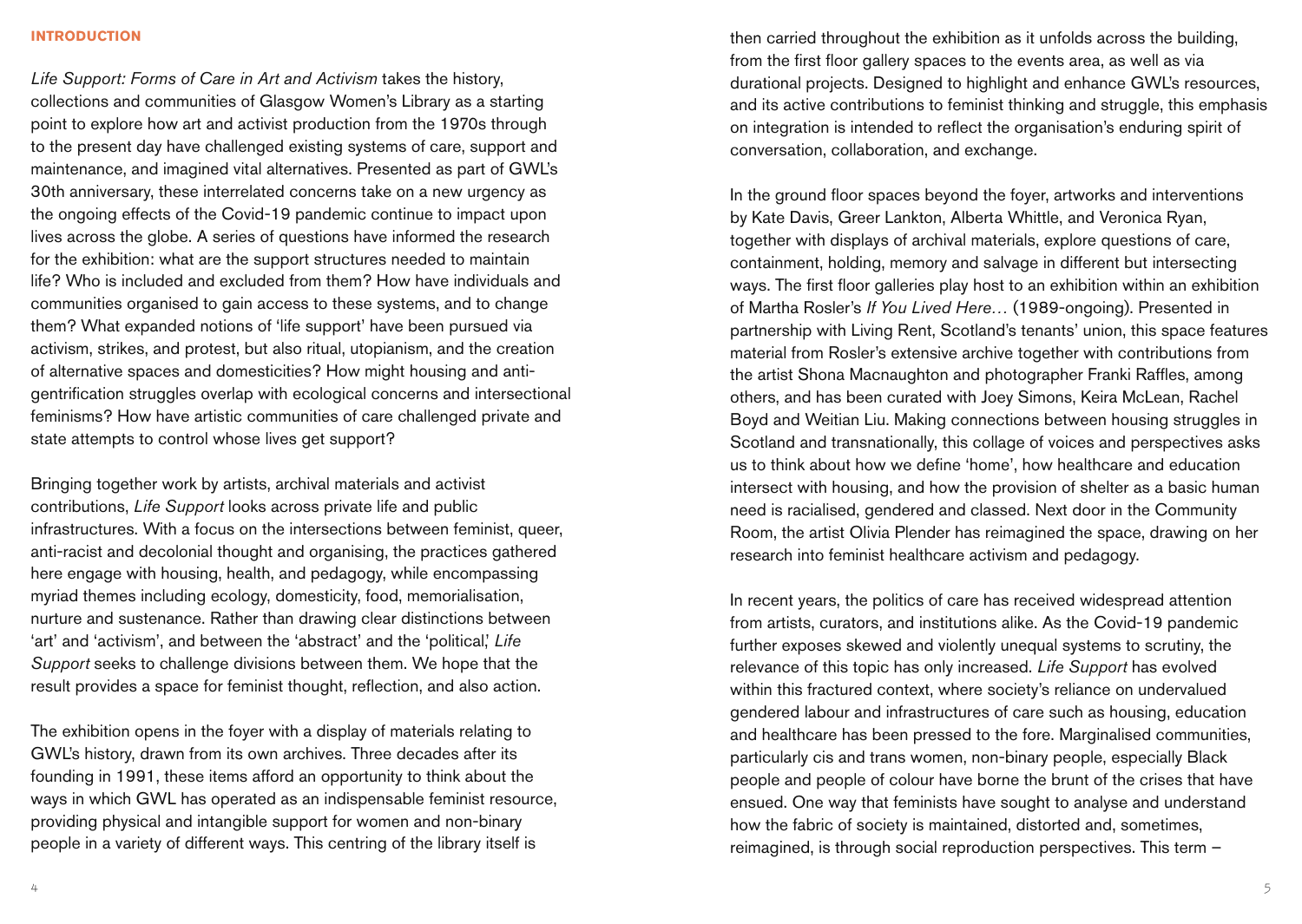## INTRODUCTION

*Life Support: Forms of Care in Art and Activism* takes the history, collections and communities of Glasgow Women's Library as a starting point to explore how art and activist production from the 1970s through to the present day have challenged existing systems of care, support and maintenance, and imagined vital alternatives. Presented as part of GWL's 30th anniversary, these interrelated concerns take on a new urgency as the ongoing effects of the Covid-19 pandemic continue to impact upon lives across the globe. A series of questions have informed the research for the exhibition: what are the support structures needed to maintain life? Who is included and excluded from them? How have individuals and communities organised to gain access to these systems, and to change them? What expanded notions of 'life support' have been pursued via activism, strikes, and protest, but also ritual, utopianism, and the creation of alternative spaces and domesticities? How might housing and anti-gentrification struggles overlap with ecological concerns and intersectional feminisms? How have artistic communities of care challenged private and state attempts to control whose lives get support?

Bringing together work by artists, archival materials and activist contributions, *Life Support* looks across private life and public infrastructures. With a focus on the intersections between feminist, queer, anti-racist and decolonial thought and organising, the practices gathered here engage with housing, health, and pedagogy, while encompassing myriad themes including ecology, domesticity, food, memorialisation, nurture and sustenance. Rather than drawing clear distinctions between 'art' and 'activism', and between the 'abstract' and the 'political,' *Life Support* seeks to challenge divisions between them. We hope that the result provides a space for feminist thought, reflection, and also action.

The exhibition opens in the foyer with a display of materials relating to GWL's history, drawn from its own archives. Three decades after its founding in 1991, these items afford an opportunity to think about the ways in which GWL has operated as an indispensable feminist resource, providing physical and intangible support for women and non-binary people in a variety of different ways. This centring of the library itself is then carried throughout the exhibition as it unfolds across the building, from the first floor gallery spaces to the events area, as well as via durational projects. Designed to highlight and enhance GWL's resources, and its active contributions to feminist thinking and struggle, this emphasis on integration is intended to reflect the organisation's enduring spirit of conversation, collaboration, and exchange.

In the ground floor spaces beyond the foyer, artworks and interventions by Kate Davis, Greer Lankton, Alberta Whittle, and Veronica Ryan, together with displays of archival materials, explore questions of care, containment, holding, memory and salvage in different but intersecting ways. The first floor galleries play host to an exhibition within an exhibition of Martha Rosler's *If You Lived Here…* (1989-ongoing). Presented in partnership with Living Rent, Scotland's tenants' union, this space features material from Rosler's extensive archive together with contributions from the artist Shona Macnaughton and photographer Franki Raffles, among others, and has been curated with Joey Simons, Keira McLean, Rachel Boyd and Weitian Liu. Making connections between housing struggles in Scotland and transnationally, this collage of voices and perspectives asks us to think about how we define 'home', how healthcare and education intersect with housing, and how the provision of shelter as a basic human need is racialised, gendered and classed. Next door in the Community Room, the artist Olivia Plender has reimagined the space, drawing on her research into feminist healthcare activism and pedagogy.

In recent years, the politics of care has received widespread attention from artists, curators, and institutions alike. As the Covid-19 pandemic further exposes skewed and violently unequal systems to scrutiny, the relevance of this topic has only increased. *Life Support* has evolved within this fractured context, where society's reliance on undervalued gendered labour and infrastructures of care such as housing, education and healthcare has been pressed to the fore. Marginalised communities, particularly cis and trans women, non-binary people, especially Black people and people of colour have borne the brunt of the crises that have ensued. One way that feminists have sought to analyse and understand how the fabric of society is maintained, distorted and, sometimes, reimagined, is through social reproduction perspectives. This term –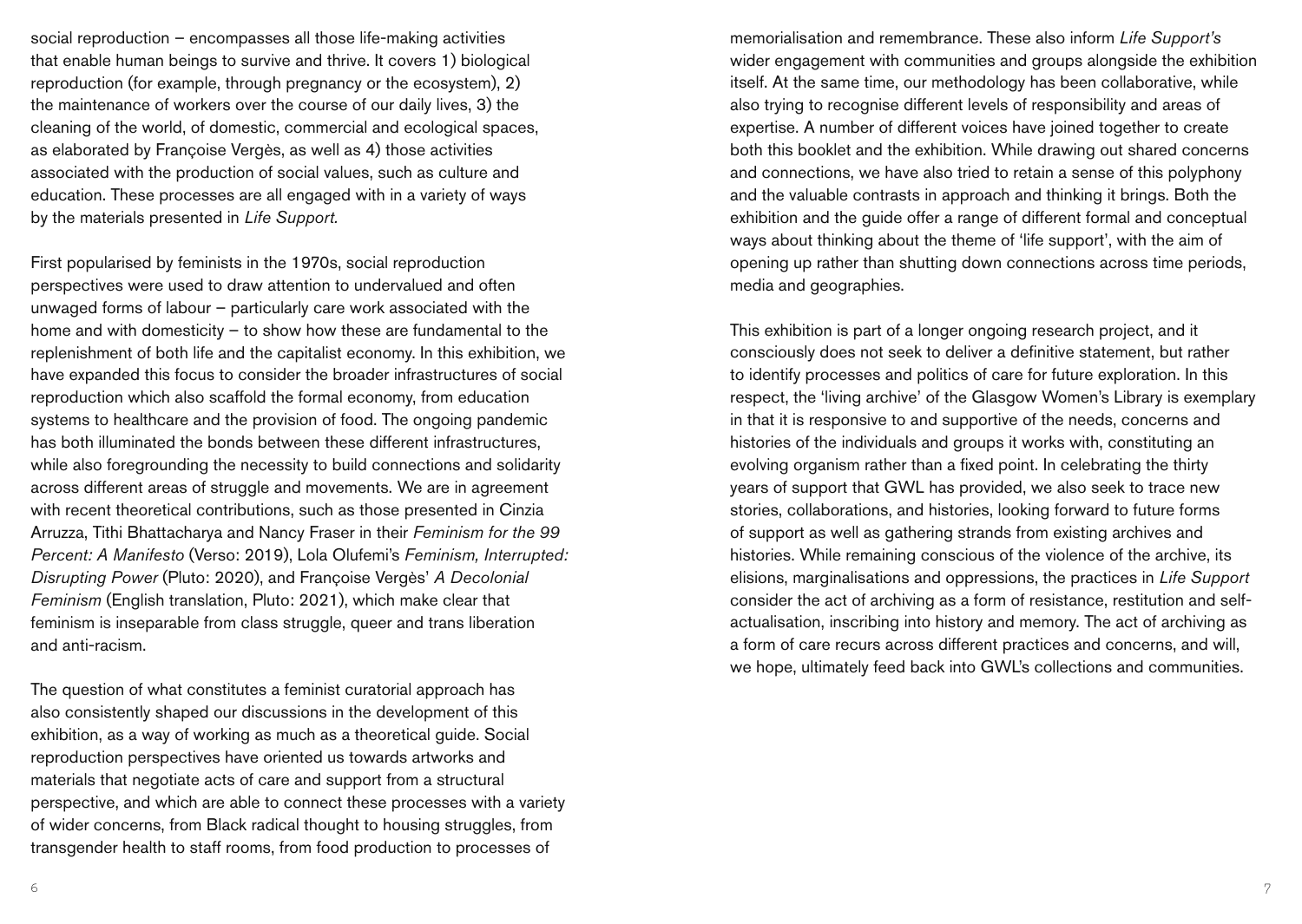social reproduction – encompasses all those life-making activities that enable human beings to survive and thrive. It covers 1) biological reproduction (for example, through pregnancy or the ecosystem), 2) the maintenance of workers over the course of our daily lives, 3) the cleaning of the world, of domestic, commercial and ecological spaces, as elaborated by Françoise Vergès, as well as 4) those activities associated with the production of social values, such as culture and education. These processes are all engaged with in a variety of ways by the materials presented in *Life Support.*

First popularised by feminists in the 1970s, social reproduction perspectives were used to draw attention to undervalued and often unwaged forms of labour – particularly care work associated with the home and with domesticity – to show how these are fundamental to the replenishment of both life and the capitalist economy. In this exhibition, we have expanded this focus to consider the broader infrastructures of social reproduction which also scaffold the formal economy, from education systems to healthcare and the provision of food. The ongoing pandemic has both illuminated the bonds between these different infrastructures, while also foregrounding the necessity to build connections and solidarity across different areas of struggle and movements. We are in agreement with recent theoretical contributions, such as those presented in Cinzia Arruzza, Tithi Bhattacharya and Nancy Fraser in their *Feminism for the 99 Percent: A Manifesto* (Verso: 2019), Lola Olufemi's *Feminism, Interrupted: Disrupting Power* (Pluto: 2020), and Françoise Vergès' *A Decolonial Feminism* (English translation, Pluto: 2021), which make clear that feminism is inseparable from class struggle, queer and trans liberation and anti-racism.

The question of what constitutes a feminist curatorial approach has also consistently shaped our discussions in the development of this exhibition, as a way of working as much as a theoretical guide. Social reproduction perspectives have oriented us towards artworks and materials that negotiate acts of care and support from a structural perspective, and which are able to connect these processes with a variety of wider concerns, from Black radical thought to housing struggles, from transgender health to staff rooms, from food production to processes of memorialisation and remembrance. These also inform *Life Support's* wider engagement with communities and groups alongside the exhibition itself. At the same time, our methodology has been collaborative, while also trying to recognise different levels of responsibility and areas of expertise. A number of different voices have joined together to create both this booklet and the exhibition. While drawing out shared concerns and connections, we have also tried to retain a sense of this polyphony and the valuable contrasts in approach and thinking it brings. Both the exhibition and the guide offer a range of different formal and conceptual ways about thinking about the theme of 'life support', with the aim of opening up rather than shutting down connections across time periods, media and geographies.

This exhibition is part of a longer ongoing research project, and it consciously does not seek to deliver a definitive statement, but rather to identify processes and politics of care for future exploration. In this respect, the 'living archive' of the Glasgow Women's Library is exemplary in that it is responsive to and supportive of the needs, concerns and histories of the individuals and groups it works with, constituting an evolving organism rather than a fixed point. In celebrating the thirty years of support that GWL has provided, we also seek to trace new stories, collaborations, and histories, looking forward to future forms of support as well as gathering strands from existing archives and histories. While remaining conscious of the violence of the archive, its elisions, marginalisations and oppressions, the practices in *Life Support* consider the act of archiving as a form of resistance, restitution and self-actualisation, inscribing into history and memory. The act of archiving as a form of care recurs across different practices and concerns, and will, we hope, ultimately feed back into GWL's collections and communities.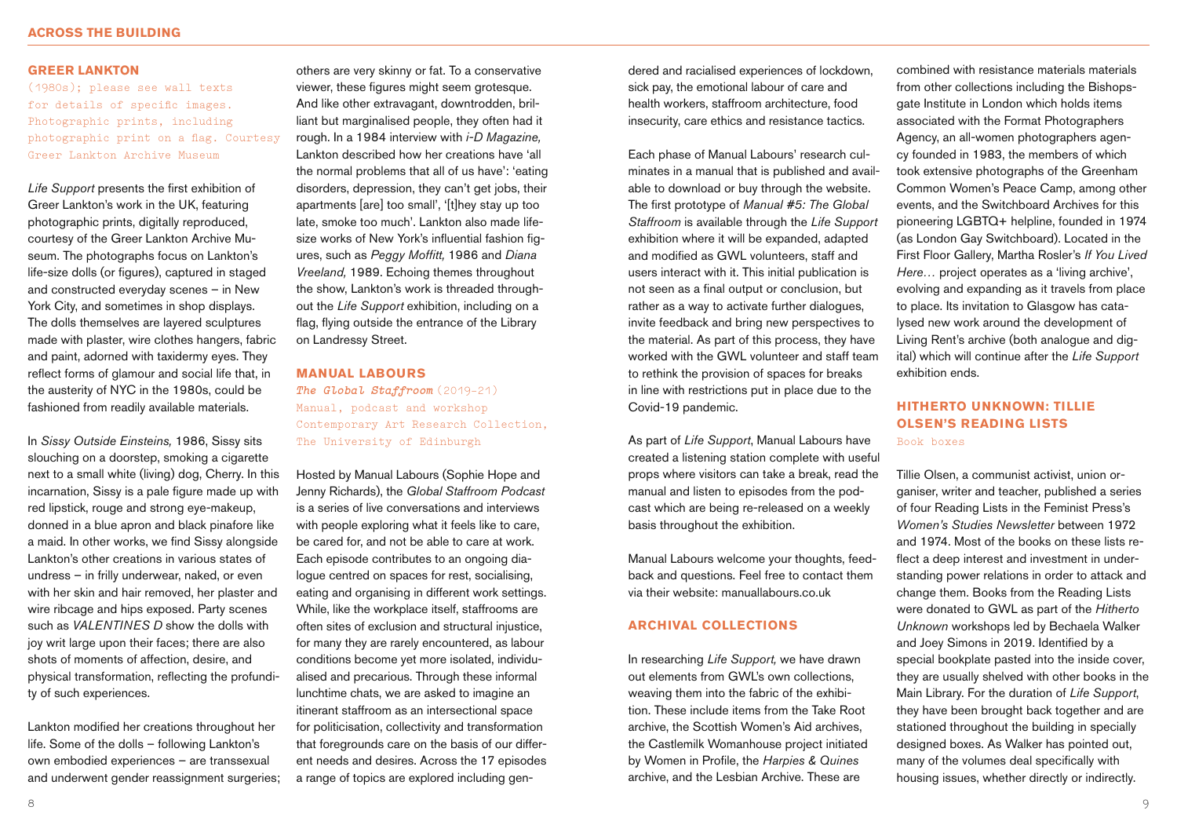## GREER LANKTON

(1980s); please see wall texts for details of specific images. Photographic prints, including photographic print on a flag. Courtesy Greer Lankton Archive Museum

*Life Support* presents the first exhibition of Greer Lankton's work in the UK, featuring photographic prints, digitally reproduced, courtesy of the Greer Lankton Archive Museum. The photographs focus on Lankton's life-size dolls (or figures), captured in staged and constructed everyday scenes – in New York City, and sometimes in shop displays. The dolls themselves are layered sculptures made with plaster, wire clothes hangers, fabric and paint, adorned with taxidermy eyes. They reflect forms of glamour and social life that, in the austerity of NYC in the 1980s, could be fashioned from readily available materials.

In *Sissy Outside Einsteins,* 1986, Sissy sits slouching on a doorstep, smoking a cigarette next to a small white (living) dog, Cherry. In this incarnation, Sissy is a pale figure made up with red lipstick, rouge and strong eye-makeup, donned in a blue apron and black pinafore like a maid. In other works, we find Sissy alongside Lankton's other creations in various states of undress – in frilly underwear, naked, or even with her skin and hair removed, her plaster and wire ribcage and hips exposed. Party scenes such as *VALENTINES D* show the dolls with joy writ large upon their faces; there are also shots of moments of affection, desire, and physical transformation, reflecting the profundity of such experiences.

Lankton modified her creations throughout her life. Some of the dolls – following Lankton's own embodied experiences – are transsexual and underwent gender reassignment surgeries; others are very skinny or fat. To a conservative viewer, these figures might seem grotesque. And like other extravagant, downtrodden, brilliant but marginalised people, they often had it rough. In a 1984 interview with *i-D Magazine,* Lankton described how her creations have 'all the normal problems that all of us have': 'eating disorders, depression, they can't get jobs, their apartments [are] too small', '[t]hey stay up too late, smoke too much'. Lankton also made life-size works of New York's influential fashion figures, such as *Peggy Moffitt,* 1986 and *Diana Vreeland,* 1989. Echoing themes throughout the show, Lankton's work is threaded throughout the *Life Support* exhibition, including on a flag, flying outside the entrance of the Library on Landressy Street.

## MANUAL LABOURS

*The Global Staffroom* (2019-21)
Manual, podcast and workshop
Contemporary Art Research Collection, The University of Edinburgh

Hosted by Manual Labours (Sophie Hope and Jenny Richards), the *Global Staffroom Podcast* is a series of live conversations and interviews with people exploring what it feels like to care, be cared for, and not be able to care at work. Each episode contributes to an ongoing dialogue centred on spaces for rest, socialising, eating and organising in different work settings. While, like the workplace itself, staffrooms are often sites of exclusion and structural injustice, for many they are rarely encountered, as labour conditions become yet more isolated, individualised and precarious. Through these informal lunchtime chats, we are asked to imagine an itinerant staffroom as an intersectional space for politicisation, collectivity and transformation that foregrounds care on the basis of our different needs and desires. Across the 17 episodes a range of topics are explored including gendered and racialised experiences of lockdown, sick pay, the emotional labour of care and health workers, staffroom architecture, food insecurity, care ethics and resistance tactics.

Each phase of Manual Labours' research culminates in a manual that is published and available to download or buy through the website. The first prototype of *Manual #5: The Global Staffroom* is available through the *Life Support* exhibition where it will be expanded, adapted and modified as GWL volunteers, staff and users interact with it. This initial publication is not seen as a final output or conclusion, but rather as a way to activate further dialogues, invite feedback and bring new perspectives to the material. As part of this process, they have worked with the GWL volunteer and staff team to rethink the provision of spaces for breaks in line with restrictions put in place due to the Covid-19 pandemic.

As part of *Life Support*, Manual Labours have created a listening station complete with useful props where visitors can take a break, read the manual and listen to episodes from the podcast which are being re-released on a weekly basis throughout the exhibition.

Manual Labours welcome your thoughts, feedback and questions. Feel free to contact them via their website: manuallabours.co.uk

## ARCHIVAL COLLECTIONS

In researching *Life Support,* we have drawn out elements from GWL's own collections, weaving them into the fabric of the exhibition. These include items from the Take Root archive, the Scottish Women's Aid archives, the Castlemilk Womanhouse project initiated by Women in Profile, the *Harpies & Quines* archive, and the Lesbian Archive. These are combined with resistance materials materials from other collections including the Bishopsgate Institute in London which holds items associated with the Format Photographers Agency, an all-women photographers agency founded in 1983, the members of which took extensive photographs of the Greenham Common Women's Peace Camp, among other events, and the Switchboard Archives for this pioneering LGBTQ+ helpline, founded in 1974 (as London Gay Switchboard). Located in the First Floor Gallery, Martha Rosler's *If You Lived Here…* project operates as a 'living archive', evolving and expanding as it travels from place to place. Its invitation to Glasgow has catalysed new work around the development of Living Rent's archive (both analogue and digital) which will continue after the *Life Support* exhibition ends.

## HITHERTO UNKNOWN: TILLIE OLSEN'S READING LISTS

Book boxes

Tillie Olsen, a communist activist, union organiser, writer and teacher, published a series of four Reading Lists in the Feminist Press's *Women's Studies Newsletter* between 1972 and 1974. Most of the books on these lists reflect a deep interest and investment in understanding power relations in order to attack and change them. Books from the Reading Lists were donated to GWL as part of the *Hitherto Unknown* workshops led by Bechaela Walker and Joey Simons in 2019. Identified by a special bookplate pasted into the inside cover, they are usually shelved with other books in the Main Library. For the duration of *Life Support*, they have been brought back together and are stationed throughout the building in specially designed boxes. As Walker has pointed out, many of the volumes deal specifically with housing issues, whether directly or indirectly.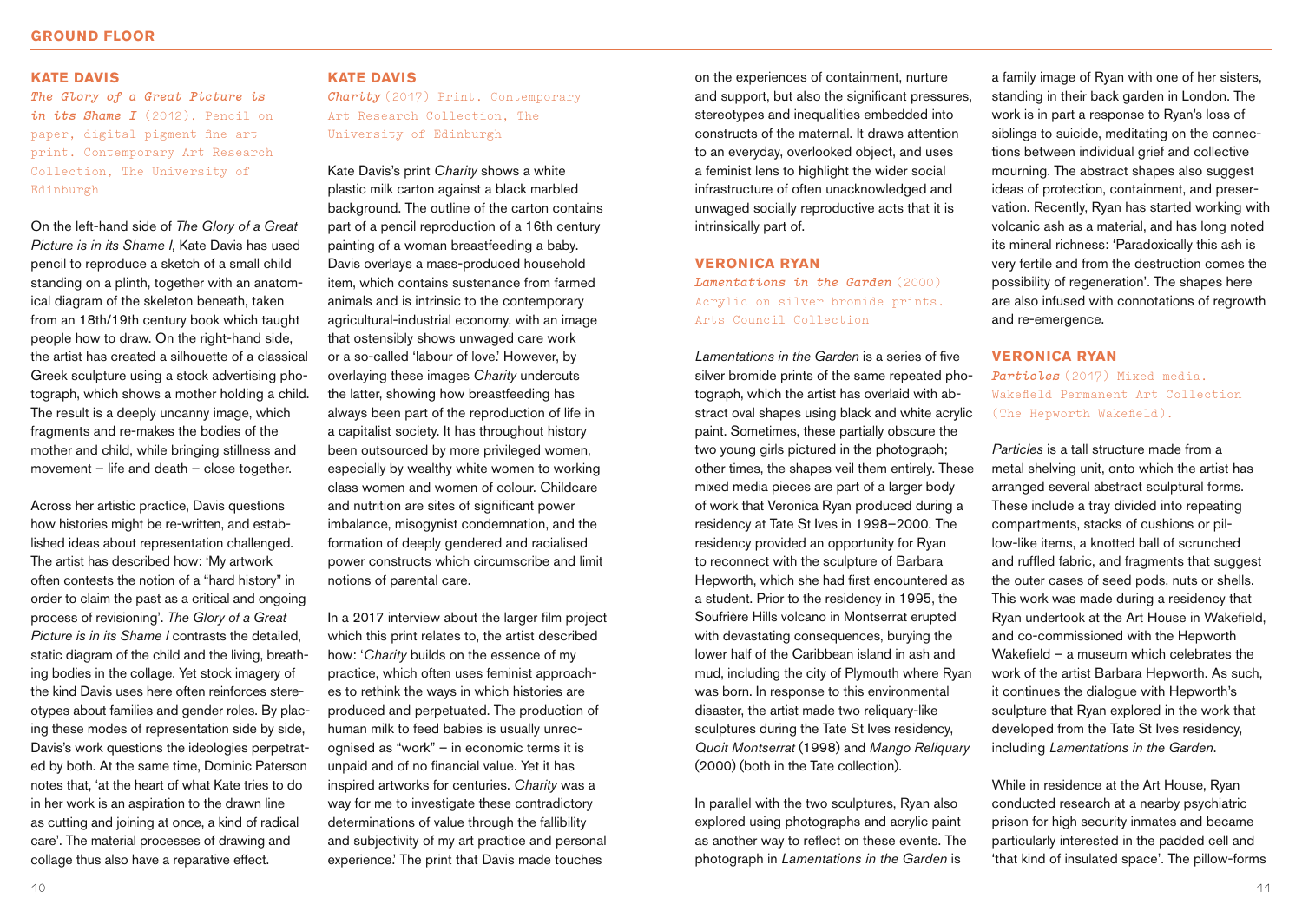## KATE DAVIS

*The Glory of a Great Picture is in its Shame I* (2012). Pencil on paper, digital pigment fine art print. Contemporary Art Research Collection, The University of Edinburgh

On the left-hand side of *The Glory of a Great Picture is in its Shame I,* Kate Davis has used pencil to reproduce a sketch of a small child standing on a plinth, together with an anatomical diagram of the skeleton beneath, taken from an 18th/19th century book which taught people how to draw. On the right-hand side, the artist has created a silhouette of a classical Greek sculpture using a stock advertising photograph, which shows a mother holding a child. The result is a deeply uncanny image, which fragments and re-makes the bodies of the mother and child, while bringing stillness and movement – life and death – close together.

Across her artistic practice, Davis questions how histories might be re-written, and established ideas about representation challenged. The artist has described how: 'My artwork often contests the notion of a "hard history" in order to claim the past as a critical and ongoing process of revisioning'. *The Glory of a Great Picture is in its Shame I* contrasts the detailed, static diagram of the child and the living, breathing bodies in the collage. Yet stock imagery of the kind Davis uses here often reinforces stereotypes about families and gender roles. By placing these modes of representation side by side, Davis's work questions the ideologies perpetrated by both. At the same time, Dominic Paterson notes that, 'at the heart of what Kate tries to do in her work is an aspiration to the drawn line as cutting and joining at once, a kind of radical care'. The material processes of drawing and collage thus also have a reparative effect.

## KATE DAVIS

*Charity* (2017) Print. Contemporary Art Research Collection, The University of Edinburgh

Kate Davis's print *Charity* shows a white plastic milk carton against a black marbled background. The outline of the carton contains part of a pencil reproduction of a 16th century painting of a woman breastfeeding a baby. Davis overlays a mass-produced household item, which contains sustenance from farmed animals and is intrinsic to the contemporary agricultural-industrial economy, with an image that ostensibly shows unwaged care work or a so-called 'labour of love.' However, by overlaying these images *Charity* undercuts the latter, showing how breastfeeding has always been part of the reproduction of life in a capitalist society. It has throughout history been outsourced by more privileged women, especially by wealthy white women to working class women and women of colour. Childcare and nutrition are sites of significant power imbalance, misogynist condemnation, and the formation of deeply gendered and racialised power constructs which circumscribe and limit notions of parental care.

In a 2017 interview about the larger film project which this print relates to, the artist described how: '*Charity* builds on the essence of my practice, which often uses feminist approaches to rethink the ways in which histories are produced and perpetuated. The production of human milk to feed babies is usually unrecognised as "work" – in economic terms it is unpaid and of no financial value. Yet it has inspired artworks for centuries. *Charity* was a way for me to investigate these contradictory determinations of value through the fallibility and subjectivity of my art practice and personal experience.' The print that Davis made touches on the experiences of containment, nurture and support, but also the significant pressures, stereotypes and inequalities embedded into constructs of the maternal. It draws attention to an everyday, overlooked object, and uses a feminist lens to highlight the wider social infrastructure of often unacknowledged and unwaged socially reproductive acts that it is intrinsically part of.

## VERONICA RYAN

*Lamentations in the Garden* (2000) Acrylic on silver bromide prints. Arts Council Collection

*Lamentations in the Garden* is a series of five silver bromide prints of the same repeated photograph, which the artist has overlaid with abstract oval shapes using black and white acrylic paint. Sometimes, these partially obscure the two young girls pictured in the photograph; other times, the shapes veil them entirely. These mixed media pieces are part of a larger body of work that Veronica Ryan produced during a residency at Tate St Ives in 1998–2000. The residency provided an opportunity for Ryan to reconnect with the sculpture of Barbara Hepworth, which she had first encountered as a student. Prior to the residency in 1995, the Soufrière Hills volcano in Montserrat erupted with devastating consequences, burying the lower half of the Caribbean island in ash and mud, including the city of Plymouth where Ryan was born. In response to this environmental disaster, the artist made two reliquary-like sculptures during the Tate St Ives residency, *Quoit Montserrat* (1998) and *Mango Reliquary* (2000) (both in the Tate collection).

In parallel with the two sculptures, Ryan also explored using photographs and acrylic paint as another way to reflect on these events. The photograph in *Lamentations in the Garden* is a family image of Ryan with one of her sisters, standing in their back garden in London. The work is in part a response to Ryan's loss of siblings to suicide, meditating on the connections between individual grief and collective mourning. The abstract shapes also suggest ideas of protection, containment, and preservation. Recently, Ryan has started working with volcanic ash as a material, and has long noted its mineral richness: 'Paradoxically this ash is very fertile and from the destruction comes the possibility of regeneration'. The shapes here are also infused with connotations of regrowth and re-emergence.

## VERONICA RYAN

*Particles* (2017) Mixed media. Wakefield Permanent Art Collection (The Hepworth Wakefield).

*Particles* is a tall structure made from a metal shelving unit, onto which the artist has arranged several abstract sculptural forms. These include a tray divided into repeating compartments, stacks of cushions or pillow-like items, a knotted ball of scrunched and ruffled fabric, and fragments that suggest the outer cases of seed pods, nuts or shells. This work was made during a residency that Ryan undertook at the Art House in Wakefield, and co-commissioned with the Hepworth Wakefield – a museum which celebrates the work of the artist Barbara Hepworth. As such, it continues the dialogue with Hepworth's sculpture that Ryan explored in the work that developed from the Tate St Ives residency, including *Lamentations in the Garden*.

While in residence at the Art House, Ryan conducted research at a nearby psychiatric prison for high security inmates and became particularly interested in the padded cell and 'that kind of insulated space'. The pillow-forms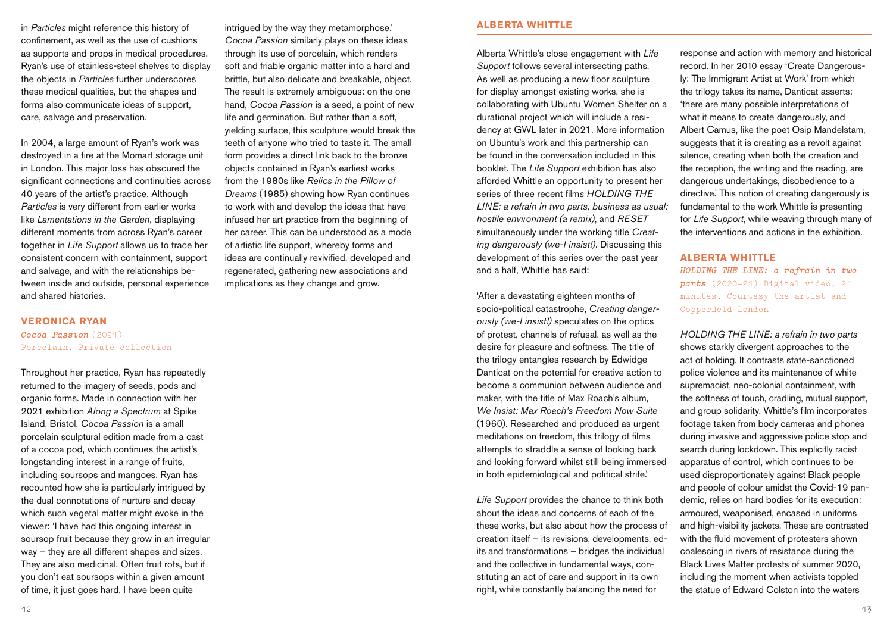in *Particles* might reference this history of confinement, as well as the use of cushions as supports and props in medical procedures. Ryan's use of stainless-steel shelves to display the objects in *Particles* further underscores these medical qualities, but the shapes and forms also communicate ideas of support, care, salvage and preservation.

In 2004, a large amount of Ryan's work was destroyed in a fire at the Momart storage unit in London. This major loss has obscured the significant connections and continuities across 40 years of the artist's practice. Although *Particles* is very different from earlier works like *Lamentations in the Garden*, displaying different moments from across Ryan's career together in *Life Support* allows us to trace her consistent concern with containment, support and salvage, and with the relationships between inside and outside, personal experience and shared histories.

### VERONICA RYAN

***Cocoa Passion*** (2021)
Porcelain. Private collection

Throughout her practice, Ryan has repeatedly returned to the imagery of seeds, pods and organic forms. Made in connection with her 2021 exhibition *Along a Spectrum* at Spike Island, Bristol, *Cocoa Passion* is a small porcelain sculptural edition made from a cast of a cocoa pod, which continues the artist's longstanding interest in a range of fruits, including soursops and mangoes. Ryan has recounted how she is particularly intrigued by the dual connotations of nurture and decay which such vegetal matter might evoke in the viewer: 'I have had this ongoing interest in soursop fruit because they grow in an irregular way – they are all different shapes and sizes. They are also medicinal. Often fruit rots, but if you don't eat soursops within a given amount of time, it just goes hard. I have been quite intrigued by the way they metamorphose.' *Cocoa Passion* similarly plays on these ideas through its use of porcelain, which renders soft and friable organic matter into a hard and brittle, but also delicate and breakable, object. The result is extremely ambiguous: on the one hand, *Cocoa Passion* is a seed, a point of new life and germination. But rather than a soft, yielding surface, this sculpture would break the teeth of anyone who tried to taste it. The small form provides a direct link back to the bronze objects contained in Ryan's earliest works from the 1980s like *Relics in the Pillow of Dreams* (1985) showing how Ryan continues to work with and develop the ideas that have infused her art practice from the beginning of her career. This can be understood as a mode of artistic life support, whereby forms and ideas are continually revivified, developed and regenerated, gathering new associations and implications as they change and grow.

## ALBERTA WHITTLE

Alberta Whittle's close engagement with *Life Support* follows several intersecting paths. As well as producing a new floor sculpture for display amongst existing works, she is collaborating with Ubuntu Women Shelter on a durational project which will include a residency at GWL later in 2021. More information on Ubuntu's work and this partnership can be found in the conversation included in this booklet. The *Life Support* exhibition has also afforded Whittle an opportunity to present her series of three recent films *HOLDING THE LINE: a refrain in two parts*, *business as usual: hostile environment (a remix)*, and *RESET* simultaneously under the working title *Creating dangerously (we-I insist!)*. Discussing this development of this series over the past year and a half, Whittle has said:

'After a devastating eighteen months of socio-political catastrophe, *Creating dangerously (we-I insist!)* speculates on the optics of protest, channels of refusal, as well as the desire for pleasure and softness. The title of the trilogy entangles research by Edwidge Danticat on the potential for creative action to become a communion between audience and maker, with the title of Max Roach's album, *We Insist: Max Roach's Freedom Now Suite* (1960). Researched and produced as urgent meditations on freedom, this trilogy of films attempts to straddle a sense of looking back and looking forward whilst still being immersed in both epidemiological and political strife.'

*Life Support* provides the chance to think both about the ideas and concerns of each of the these works, but also about how the process of creation itself – its revisions, developments, edits and transformations – bridges the individual and the collective in fundamental ways, constituting an act of care and support in its own right, while constantly balancing the need for response and action with memory and historical record. In her 2010 essay 'Create Dangerously: The Immigrant Artist at Work' from which the trilogy takes its name, Danticat asserts: 'there are many possible interpretations of what it means to create dangerously, and Albert Camus, like the poet Osip Mandelstam, suggests that it is creating as a revolt against silence, creating when both the creation and the reception, the writing and the reading, are dangerous undertakings, disobedience to a directive.' This notion of creating dangerously is fundamental to the work Whittle is presenting for *Life Support*, while weaving through many of the interventions and actions in the exhibition.

### ALBERTA WHITTLE

***HOLDING THE LINE: a refrain in two parts*** (2020-21) Digital video, 21 minutes. Courtesy the artist and Copperfield London

*HOLDING THE LINE: a refrain in two parts* shows starkly divergent approaches to the act of holding. It contrasts state-sanctioned police violence and its maintenance of white supremacist, neo-colonial containment, with the softness of touch, cradling, mutual support, and group solidarity. Whittle's film incorporates footage taken from body cameras and phones during invasive and aggressive police stop and search during lockdown. This explicitly racist apparatus of control, which continues to be used disproportionately against Black people and people of colour amidst the Covid-19 pandemic, relies on hard bodies for its execution: armoured, weaponised, encased in uniforms and high-visibility jackets. These are contrasted with the fluid movement of protesters shown coalescing in rivers of resistance during the Black Lives Matter protests of summer 2020, including the moment when activists toppled the statue of Edward Colston into the waters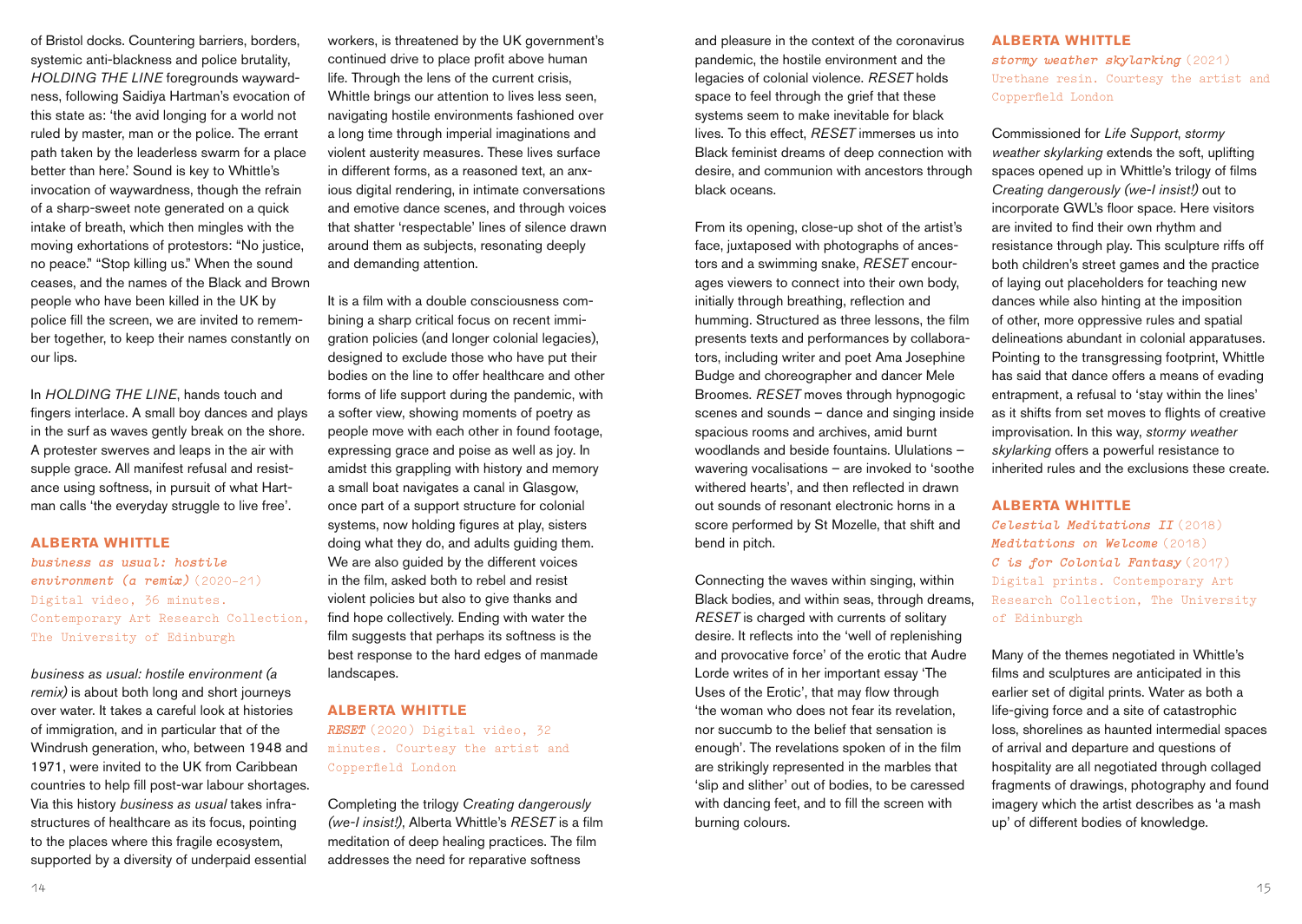of Bristol docks. Countering barriers, borders, systemic anti-blackness and police brutality, *HOLDING THE LINE* foregrounds waywardness, following Saidiya Hartman's evocation of this state as: 'the avid longing for a world not ruled by master, man or the police. The errant path taken by the leaderless swarm for a place better than here.' Sound is key to Whittle's invocation of waywardness, though the refrain of a sharp-sweet note generated on a quick intake of breath, which then mingles with the moving exhortations of protestors: "No justice, no peace." "Stop killing us." When the sound ceases, and the names of the Black and Brown people who have been killed in the UK by police fill the screen, we are invited to remember together, to keep their names constantly on our lips.

In *HOLDING THE LINE*, hands touch and fingers interlace. A small boy dances and plays in the surf as waves gently break on the shore. A protester swerves and leaps in the air with supple grace. All manifest refusal and resistance using softness, in pursuit of what Hartman calls 'the everyday struggle to live free'.

### ALBERTA WHITTLE

***business as usual: hostile environment (a remix)*** (2020-21)
Digital video, 36 minutes.
Contemporary Art Research Collection, The University of Edinburgh

*business as usual: hostile environment (a remix)* is about both long and short journeys over water. It takes a careful look at histories of immigration, and in particular that of the Windrush generation, who, between 1948 and 1971, were invited to the UK from Caribbean countries to help fill post-war labour shortages. Via this history *business as usual* takes infrastructures of healthcare as its focus, pointing to the places where this fragile ecosystem, supported by a diversity of underpaid essential workers, is threatened by the UK government's continued drive to place profit above human life. Through the lens of the current crisis, Whittle brings our attention to lives less seen, navigating hostile environments fashioned over a long time through imperial imaginations and violent austerity measures. These lives surface in different forms, as a reasoned text, an anxious digital rendering, in intimate conversations and emotive dance scenes, and through voices that shatter 'respectable' lines of silence drawn around them as subjects, resonating deeply and demanding attention.

It is a film with a double consciousness combining a sharp critical focus on recent immigration policies (and longer colonial legacies), designed to exclude those who have put their bodies on the line to offer healthcare and other forms of life support during the pandemic, with a softer view, showing moments of poetry as people move with each other in found footage, expressing grace and poise as well as joy. In amidst this grappling with history and memory a small boat navigates a canal in Glasgow, once part of a support structure for colonial systems, now holding figures at play, sisters doing what they do, and adults guiding them. We are also guided by the different voices in the film, asked both to rebel and resist violent policies but also to give thanks and find hope collectively. Ending with water the film suggests that perhaps its softness is the best response to the hard edges of manmade landscapes.

### ALBERTA WHITTLE

***RESET*** (2020) Digital video, 32 minutes. Courtesy the artist and Copperfield London

Completing the trilogy *Creating dangerously (we-I insist!)*, Alberta Whittle's *RESET* is a film meditation of deep healing practices. The film addresses the need for reparative softness and pleasure in the context of the coronavirus pandemic, the hostile environment and the legacies of colonial violence. *RESET* holds space to feel through the grief that these systems seem to make inevitable for black lives. To this effect, *RESET* immerses us into Black feminist dreams of deep connection with desire, and communion with ancestors through black oceans.

From its opening, close-up shot of the artist's face, juxtaposed with photographs of ancestors and a swimming snake, *RESET* encourages viewers to connect into their own body, initially through breathing, reflection and humming. Structured as three lessons, the film presents texts and performances by collaborators, including writer and poet Ama Josephine Budge and choreographer and dancer Mele Broomes. *RESET* moves through hypnogogic scenes and sounds – dance and singing inside spacious rooms and archives, amid burnt woodlands and beside fountains. Ululations – wavering vocalisations – are invoked to 'soothe withered hearts', and then reflected in drawn out sounds of resonant electronic horns in a score performed by St Mozelle, that shift and bend in pitch.

Connecting the waves within singing, within Black bodies, and within seas, through dreams, *RESET* is charged with currents of solitary desire. It reflects into the 'well of replenishing and provocative force' of the erotic that Audre Lorde writes of in her important essay 'The Uses of the Erotic', that may flow through 'the woman who does not fear its revelation, nor succumb to the belief that sensation is enough'. The revelations spoken of in the film are strikingly represented in the marbles that 'slip and slither' out of bodies, to be caressed with dancing feet, and to fill the screen with burning colours.

### ALBERTA WHITTLE

***stormy weather skylarking*** (2021)
Urethane resin. Courtesy the artist and Copperfield London

Commissioned for *Life Support*, *stormy weather skylarking* extends the soft, uplifting spaces opened up in Whittle's trilogy of films *Creating dangerously (we-I insist!)* out to incorporate GWL's floor space. Here visitors are invited to find their own rhythm and resistance through play. This sculpture riffs off both children's street games and the practice of laying out placeholders for teaching new dances while also hinting at the imposition of other, more oppressive rules and spatial delineations abundant in colonial apparatuses. Pointing to the transgressing footprint, Whittle has said that dance offers a means of evading entrapment, a refusal to 'stay within the lines' as it shifts from set moves to flights of creative improvisation. In this way, *stormy weather skylarking* offers a powerful resistance to inherited rules and the exclusions these create.

### ALBERTA WHITTLE

***Celestial Meditations II*** (2018)
***Meditations on Welcome*** (2018)
***C is for Colonial Fantasy*** (2017)
Digital prints. Contemporary Art Research Collection, The University of Edinburgh

Many of the themes negotiated in Whittle's films and sculptures are anticipated in this earlier set of digital prints. Water as both a life-giving force and a site of catastrophic loss, shorelines as haunted intermedial spaces of arrival and departure and questions of hospitality are all negotiated through collaged fragments of drawings, photography and found imagery which the artist describes as 'a mash up' of different bodies of knowledge.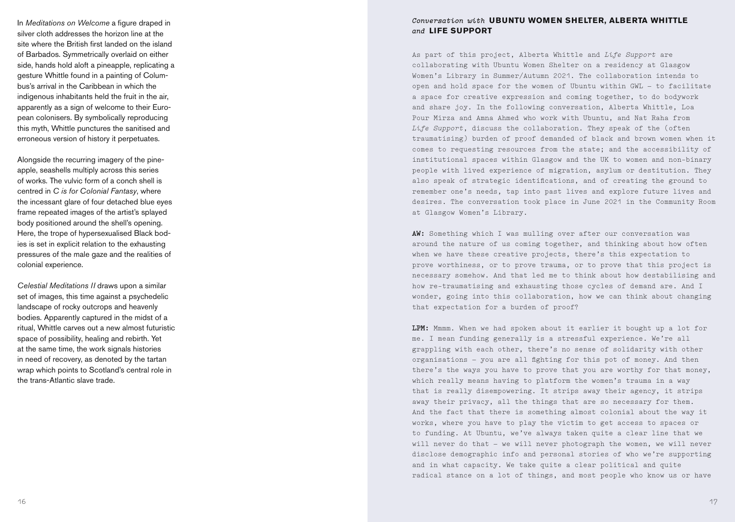In *Meditations on Welcome* a figure draped in silver cloth addresses the horizon line at the site where the British first landed on the island of Barbados. Symmetrically overlaid on either side, hands hold aloft a pineapple, replicating a gesture Whittle found in a painting of Columbus's arrival in the Caribbean in which the indigenous inhabitants held the fruit in the air, apparently as a sign of welcome to their European colonisers. By symbolically reproducing this myth, Whittle punctures the sanitised and erroneous version of history it perpetuates.

Alongside the recurring imagery of the pineapple, seashells multiply across this series of works. The vulvic form of a conch shell is centred in *C is for Colonial Fantasy*, where the incessant glare of four detached blue eyes frame repeated images of the artist's splayed body positioned around the shell's opening. Here, the trope of hypersexualised Black bodies is set in explicit relation to the exhausting pressures of the male gaze and the realities of colonial experience.

*Celestial Meditations II* draws upon a similar set of images, this time against a psychedelic landscape of rocky outcrops and heavenly bodies. Apparently captured in the midst of a ritual, Whittle carves out a new almost futuristic space of possibility, healing and rebirth. Yet at the same time, the work signals histories in need of recovery, as denoted by the tartan wrap which points to Scotland's central role in the trans-Atlantic slave trade.

## *Conversation with* **UBUNTU WOMEN SHELTER, ALBERTA WHITTLE** *and* **LIFE SUPPORT**

As part of this project, Alberta Whittle and *Life Support* are collaborating with Ubuntu Women Shelter on a residency at Glasgow Women's Library in Summer/Autumn 2021. The collaboration intends to open and hold space for the women of Ubuntu within GWL – to facilitate a space for creative expression and coming together, to do bodywork and share joy. In the following conversation, Alberta Whittle, Loa Pour Mirza and Amna Ahmed who work with Ubuntu, and Nat Raha from *Life Support*, discuss the collaboration. They speak of the (often traumatising) burden of proof demanded of black and brown women when it comes to requesting resources from the state; and the accessibility of institutional spaces within Glasgow and the UK to women and non-binary people with lived experience of migration, asylum or destitution. They also speak of strategic identifications, and of creating the ground to remember one's needs, tap into past lives and explore future lives and desires. The conversation took place in June 2021 in the Community Room at Glasgow Women's Library.

**AW:** Something which I was mulling over after our conversation was around the nature of us coming together, and thinking about how often when we have these creative projects, there's this expectation to prove worthiness, or to prove trauma, or to prove that this project is necessary somehow. And that led me to think about how destabilising and how re-traumatising and exhausting those cycles of demand are. And I wonder, going into this collaboration, how we can think about changing that expectation for a burden of proof?

**LPM:** Mmmm. When we had spoken about it earlier it bought up a lot for me. I mean funding generally is a stressful experience. We're all grappling with each other, there's no sense of solidarity with other organisations – you are all fighting for this pot of money. And then there's the ways you have to prove that you are worthy for that money, which really means having to platform the women's trauma in a way that is really disempowering. It strips away their agency, it strips away their privacy, all the things that are so necessary for them. And the fact that there is something almost colonial about the way it works, where you have to play the victim to get access to spaces or to funding. At Ubuntu, we've always taken quite a clear line that we will never do that – we will never photograph the women, we will never disclose demographic info and personal stories of who we're supporting and in what capacity. We take quite a clear political and quite radical stance on a lot of things, and most people who know us or have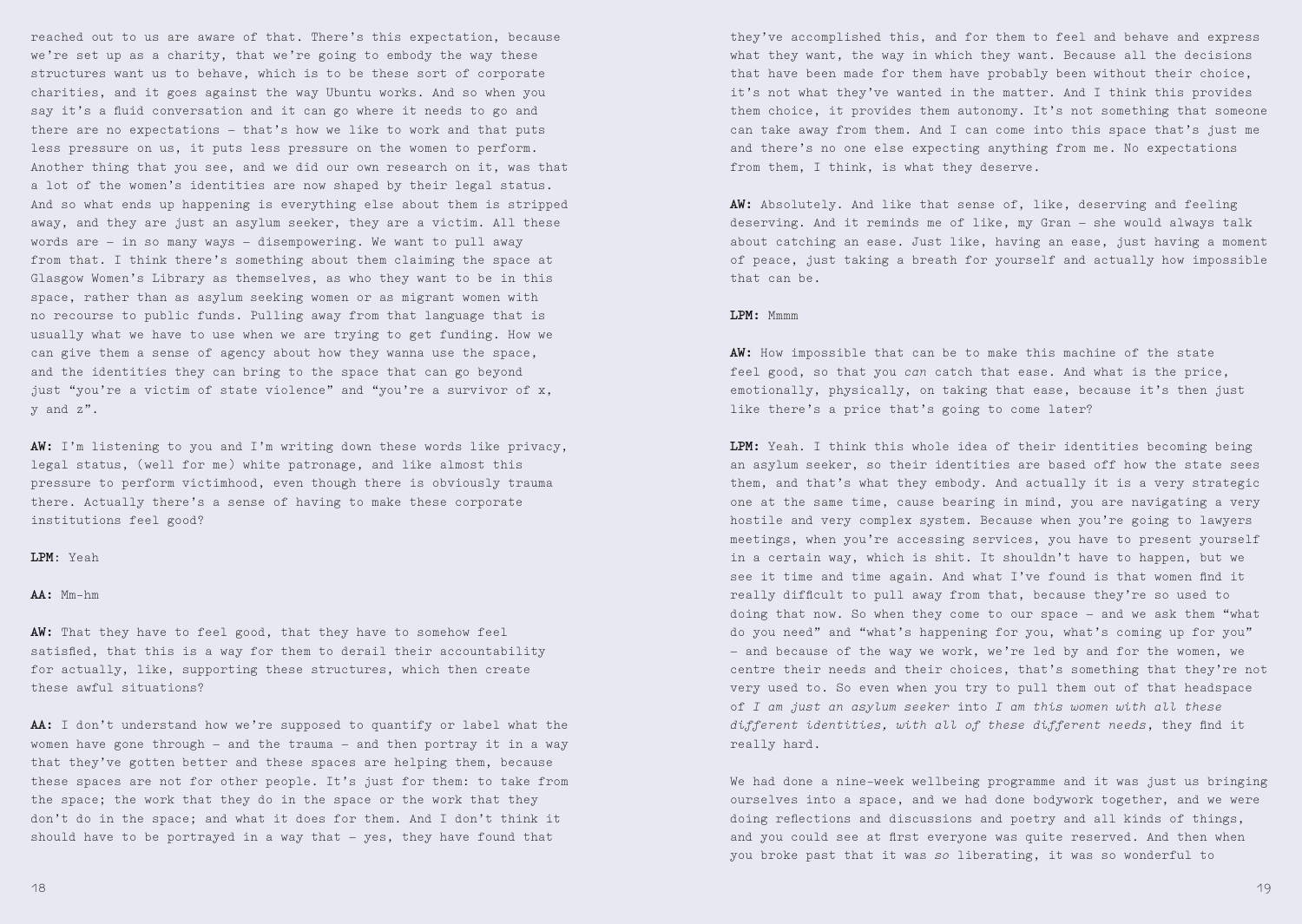reached out to us are aware of that. There's this expectation, because we're set up as a charity, that we're going to embody the way these structures want us to behave, which is to be these sort of corporate charities, and it goes against the way Ubuntu works. And so when you say it's a fluid conversation and it can go where it needs to go and there are no expectations – that's how we like to work and that puts less pressure on us, it puts less pressure on the women to perform. Another thing that you see, and we did our own research on it, was that a lot of the women's identities are now shaped by their legal status. And so what ends up happening is everything else about them is stripped away, and they are just an asylum seeker, they are a victim. All these words are – in so many ways – disempowering. We want to pull away from that. I think there's something about them claiming the space at Glasgow Women's Library as themselves, as who they want to be in this space, rather than as asylum seeking women or as migrant women with no recourse to public funds. Pulling away from that language that is usually what we have to use when we are trying to get funding. How we can give them a sense of agency about how they wanna use the space, and the identities they can bring to the space that can go beyond just "you're a victim of state violence" and "you're a survivor of x, y and z".

**AW:** I'm listening to you and I'm writing down these words like privacy, legal status, (well for me) white patronage, and like almost this pressure to perform victimhood, even though there is obviously trauma there. Actually there's a sense of having to make these corporate institutions feel good?

**LPM**: Yeah

**AA:** Mm-hm

**AW:** That they have to feel good, that they have to somehow feel satisfied, that this is a way for them to derail their accountability for actually, like, supporting these structures, which then create these awful situations?

**AA:** I don't understand how we're supposed to quantify or label what the women have gone through – and the trauma – and then portray it in a way that they've gotten better and these spaces are helping them, because these spaces are not for other people. It's just for them: to take from the space; the work that they do in the space or the work that they don't do in the space; and what it does for them. And I don't think it should have to be portrayed in a way that – yes, they have found that they've accomplished this, and for them to feel and behave and express what they want, the way in which they want. Because all the decisions that have been made for them have probably been without their choice, it's not what they've wanted in the matter. And I think this provides them choice, it provides them autonomy. It's not something that someone can take away from them. And I can come into this space that's just me and there's no one else expecting anything from me. No expectations from them, I think, is what they deserve.

**AW:** Absolutely. And like that sense of, like, deserving and feeling deserving. And it reminds me of like, my Gran – she would always talk about catching an ease. Just like, having an ease, just having a moment of peace, just taking a breath for yourself and actually how impossible that can be.

**LPM:** Mmmm

**AW:** How impossible that can be to make this machine of the state feel good, so that you *can* catch that ease. And what is the price, emotionally, physically, on taking that ease, because it's then just like there's a price that's going to come later?

**LPM:** Yeah. I think this whole idea of their identities becoming being an asylum seeker, so their identities are based off how the state sees them, and that's what they embody. And actually it is a very strategic one at the same time, cause bearing in mind, you are navigating a very hostile and very complex system. Because when you're going to lawyers meetings, when you're accessing services, you have to present yourself in a certain way, which is shit. It shouldn't have to happen, but we see it time and time again. And what I've found is that women find it really difficult to pull away from that, because they're so used to doing that now. So when they come to our space – and we ask them "what do you need" and "what's happening for you, what's coming up for you" – and because of the way we work, we're led by and for the women, we centre their needs and their choices, that's something that they're not very used to. So even when you try to pull them out of that headspace of *I am just an asylum seeker* into *I am this women with all these different identities, with all of these different needs*, they find it really hard.

We had done a nine-week wellbeing programme and it was just us bringing ourselves into a space, and we had done bodywork together, and we were doing reflections and discussions and poetry and all kinds of things, and you could see at first everyone was quite reserved. And then when you broke past that it was *so* liberating, it was so wonderful to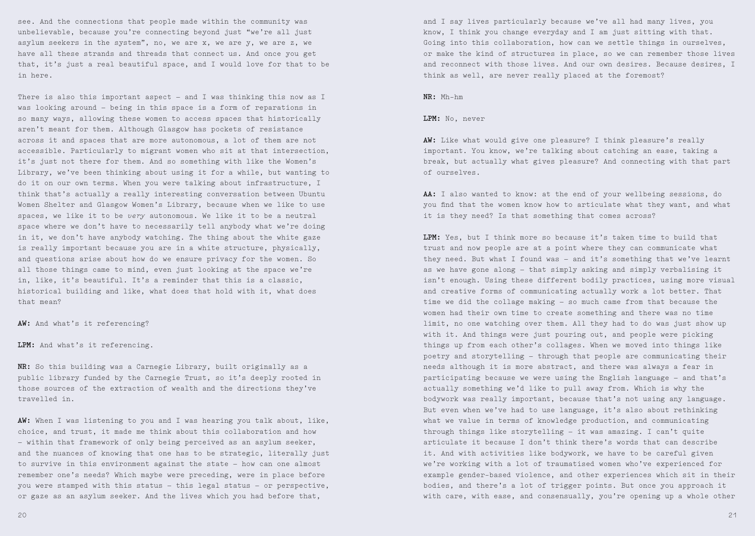see. And the connections that people made within the community was unbelievable, because you're connecting beyond just "we're all just asylum seekers in the system", no, we are x, we are y, we are z, we have all these strands and threads that connect us. And once you get that, it's just a real beautiful space, and I would love for that to be in here.

There is also this important aspect – and I was thinking this now as I was looking around – being in this space is a form of reparations in so many ways, allowing these women to access spaces that historically aren't meant for them. Although Glasgow has pockets of resistance across it and spaces that are more autonomous, a lot of them are not accessible. Particularly to migrant women who sit at that intersection, it's just not there for them. And so something with like the Women's Library, we've been thinking about using it for a while, but wanting to do it on our own terms. When you were talking about infrastructure, I think that's actually a really interesting conversation between Ubuntu Women Shelter and Glasgow Women's Library, because when we like to use spaces, we like it to be *very* autonomous. We like it to be a neutral space where we don't have to necessarily tell anybody what we're doing in it, we don't have anybody watching. The thing about the white gaze is really important because you are in a white structure, physically, and questions arise about how do we ensure privacy for the women. So all those things came to mind, even just looking at the space we're in, like, it's beautiful. It's a reminder that this is a classic, historical building and like, what does that hold with it, what does that mean?

**AW:** And what's it referencing?

**LPM:** And what's it referencing.

**NR:** So this building was a Carnegie Library, built originally as a public library funded by the Carnegie Trust, so it's deeply rooted in those sources of the extraction of wealth and the directions they've travelled in.

**AW:** When I was listening to you and I was hearing you talk about, like, choice, and trust, it made me think about this collaboration and how – within that framework of only being perceived as an asylum seeker, and the nuances of knowing that one has to be strategic, literally just to survive in this environment against the state – how can one almost remember one's needs? Which maybe were preceding, were in place before you were stamped with this status – this legal status – or perspective, or gaze as an asylum seeker. And the lives which you had before that, and I say lives particularly because we've all had many lives, you know, I think you change everyday and I am just sitting with that. Going into this collaboration, how can we settle things in ourselves, or make the kind of structures in place, so we can remember those lives and reconnect with those lives. And our own desires. Because desires, I think as well, are never really placed at the foremost?

**NR:** Mh-hm

**LPM:** No, never

**AW:** Like what would give one pleasure? I think pleasure's really important. You know, we're talking about catching an ease, taking a break, but actually what gives pleasure? And connecting with that part of ourselves.

**AA:** I also wanted to know: at the end of your wellbeing sessions, do you find that the women know how to articulate what they want, and what it is they need? Is that something that comes across?

**LPM:** Yes, but I think more so because it's taken time to build that trust and now people are at a point where they can communicate what they need. But what I found was – and it's something that we've learnt as we have gone along – that simply asking and simply verbalising it isn't enough. Using these different bodily practices, using more visual and creative forms of communicating actually work a lot better. That time we did the collage making – so much came from that because the women had their own time to create something and there was no time limit, no one watching over them. All they had to do was just show up with it. And things were just pouring out, and people were picking things up from each other's collages. When we moved into things like poetry and storytelling – through that people are communicating their needs although it is more abstract, and there was always a fear in participating because we were using the English language – and that's actually something we'd like to pull away from. Which is why the bodywork was really important, because that's not using any language. But even when we've had to use language, it's also about rethinking what we value in terms of knowledge production, and communicating through things like storytelling – it was amazing. I can't quite articulate it because I don't think there's words that can describe it. And with activities like bodywork, we have to be careful given we're working with a lot of traumatised women who've experienced for example gender-based violence, and other experiences which sit in their bodies, and there's a lot of trigger points. But once you approach it with care, with ease, and consensually, you're opening up a whole other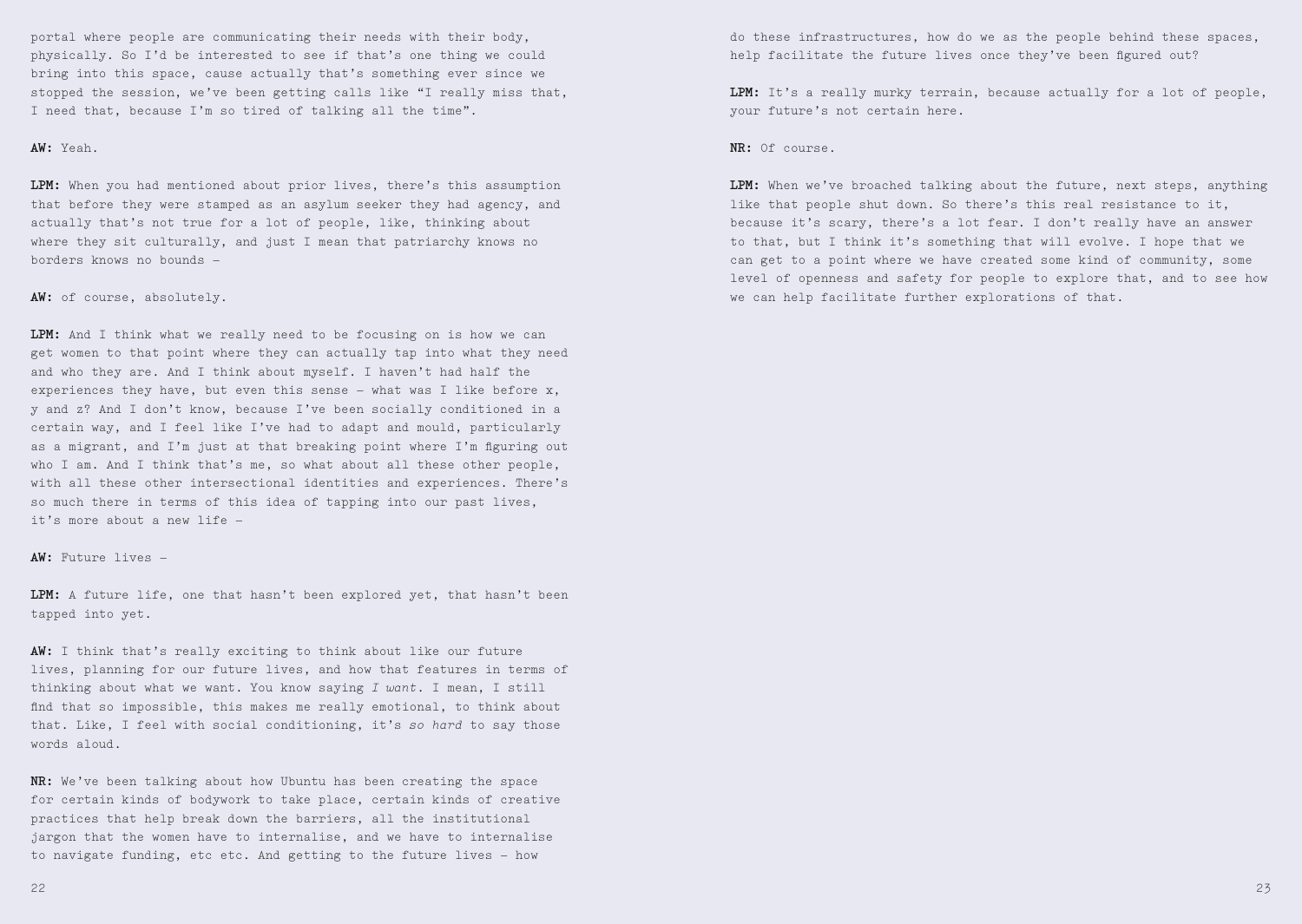portal where people are communicating their needs with their body, physically. So I'd be interested to see if that's one thing we could bring into this space, cause actually that's something ever since we stopped the session, we've been getting calls like "I really miss that, I need that, because I'm so tired of talking all the time".

**AW:** Yeah.

**LPM:** When you had mentioned about prior lives, there's this assumption that before they were stamped as an asylum seeker they had agency, and actually that's not true for a lot of people, like, thinking about where they sit culturally, and just I mean that patriarchy knows no borders knows no bounds –

**AW:** of course, absolutely.

**LPM:** And I think what we really need to be focusing on is how we can get women to that point where they can actually tap into what they need and who they are. And I think about myself. I haven't had half the experiences they have, but even this sense – what was I like before x, y and z? And I don't know, because I've been socially conditioned in a certain way, and I feel like I've had to adapt and mould, particularly as a migrant, and I'm just at that breaking point where I'm figuring out who I am. And I think that's me, so what about all these other people, with all these other intersectional identities and experiences. There's so much there in terms of this idea of tapping into our past lives, it's more about a new life –

**AW:** Future lives –

**LPM:** A future life, one that hasn't been explored yet, that hasn't been tapped into yet.

**AW:** I think that's really exciting to think about like our future lives, planning for our future lives, and how that features in terms of thinking about what we want. You know saying *I want*. I mean, I still find that so impossible, this makes me really emotional, to think about that. Like, I feel with social conditioning, it's *so hard* to say those words aloud.

**NR:** We've been talking about how Ubuntu has been creating the space for certain kinds of bodywork to take place, certain kinds of creative practices that help break down the barriers, all the institutional jargon that the women have to internalise, and we have to internalise to navigate funding, etc etc. And getting to the future lives – how do these infrastructures, how do we as the people behind these spaces, help facilitate the future lives once they've been figured out?

**LPM:** It's a really murky terrain, because actually for a lot of people, your future's not certain here.

**NR:** Of course.

**LPM:** When we've broached talking about the future, next steps, anything like that people shut down. So there's this real resistance to it, because it's scary, there's a lot fear. I don't really have an answer to that, but I think it's something that will evolve. I hope that we can get to a point where we have created some kind of community, some level of openness and safety for people to explore that, and to see how we can help facilitate further explorations of that.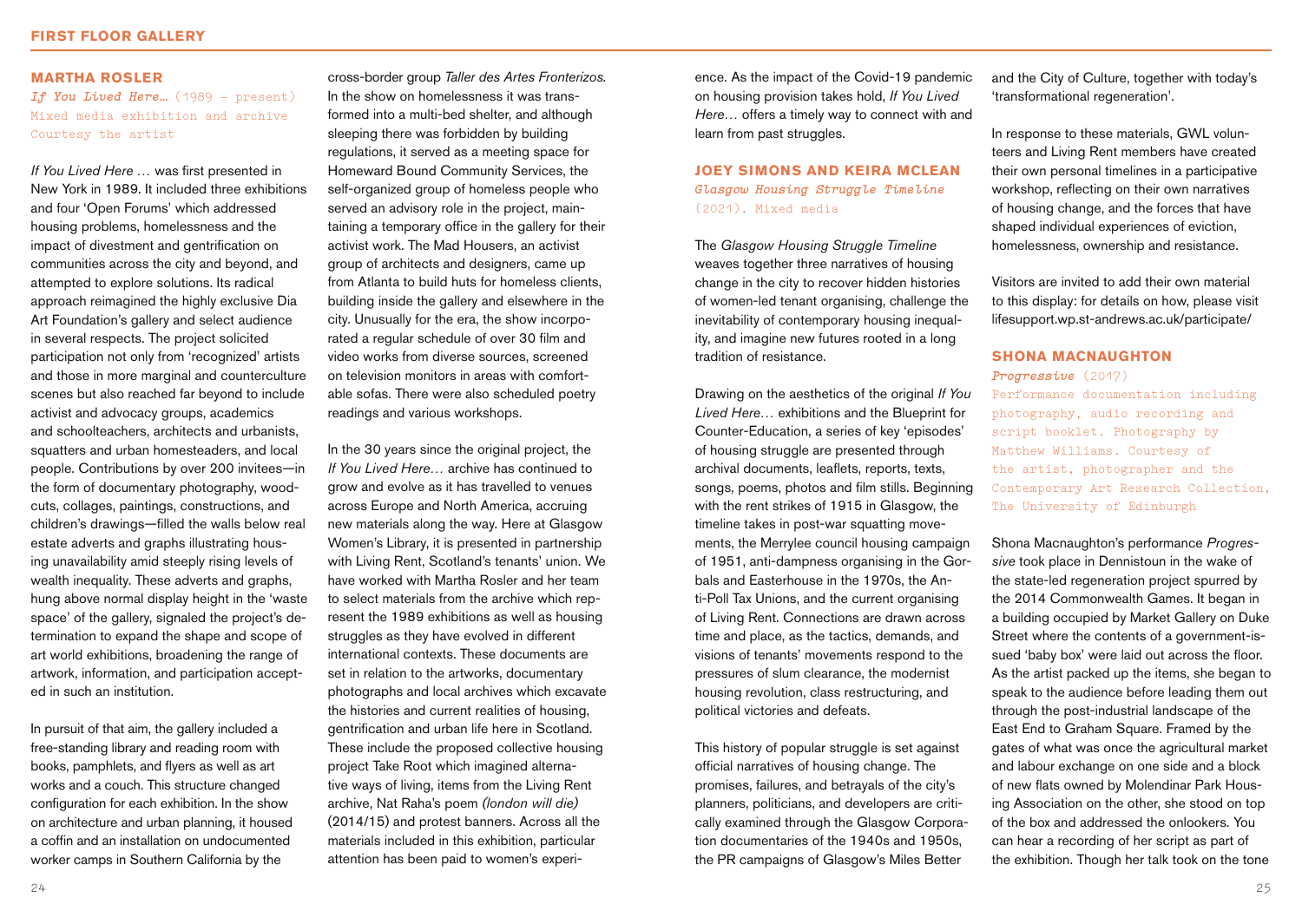## MARTHA ROSLER

*If You Lived Here…* (1989 – present)
Mixed media exhibition and archive
Courtesy the artist

*If You Lived Here …* was first presented in New York in 1989. It included three exhibitions and four 'Open Forums' which addressed housing problems, homelessness and the impact of divestment and gentrification on communities across the city and beyond, and attempted to explore solutions. Its radical approach reimagined the highly exclusive Dia Art Foundation's gallery and select audience in several respects. The project solicited participation not only from 'recognized' artists and those in more marginal and counterculture scenes but also reached far beyond to include activist and advocacy groups, academics and schoolteachers, architects and urbanists, squatters and urban homesteaders, and local people. Contributions by over 200 invitees—in the form of documentary photography, woodcuts, collages, paintings, constructions, and children's drawings—filled the walls below real estate adverts and graphs illustrating housing unavailability amid steeply rising levels of wealth inequality. These adverts and graphs, hung above normal display height in the 'waste space' of the gallery, signaled the project's determination to expand the shape and scope of art world exhibitions, broadening the range of artwork, information, and participation accepted in such an institution.

In pursuit of that aim, the gallery included a free-standing library and reading room with books, pamphlets, and flyers as well as art works and a couch. This structure changed configuration for each exhibition. In the show on architecture and urban planning, it housed a coffin and an installation on undocumented worker camps in Southern California by the cross-border group *Taller des Artes Fronterizos.* In the show on homelessness it was transformed into a multi-bed shelter, and although sleeping there was forbidden by building regulations, it served as a meeting space for Homeward Bound Community Services, the self-organized group of homeless people who served an advisory role in the project, maintaining a temporary office in the gallery for their activist work. The Mad Housers, an activist group of architects and designers, came up from Atlanta to build huts for homeless clients, building inside the gallery and elsewhere in the city. Unusually for the era, the show incorporated a regular schedule of over 30 film and video works from diverse sources, screened on television monitors in areas with comfortable sofas. There were also scheduled poetry readings and various workshops.

In the 30 years since the original project, the *If You Lived Here…* archive has continued to grow and evolve as it has travelled to venues across Europe and North America, accruing new materials along the way. Here at Glasgow Women's Library, it is presented in partnership with Living Rent, Scotland's tenants' union. We have worked with Martha Rosler and her team to select materials from the archive which represent the 1989 exhibitions as well as housing struggles as they have evolved in different international contexts. These documents are set in relation to the artworks, documentary photographs and local archives which excavate the histories and current realities of housing, gentrification and urban life here in Scotland. These include the proposed collective housing project Take Root which imagined alternative ways of living, items from the Living Rent archive, Nat Raha's poem *(london will die)* (2014/15) and protest banners. Across all the materials included in this exhibition, particular attention has been paid to women's experience. As the impact of the Covid-19 pandemic on housing provision takes hold, *If You Lived Here…* offers a timely way to connect with and learn from past struggles.

## JOEY SIMONS AND KEIRA MCLEAN

*Glasgow Housing Struggle Timeline*
(2021). Mixed media

The *Glasgow Housing Struggle Timeline* weaves together three narratives of housing change in the city to recover hidden histories of women-led tenant organising, challenge the inevitability of contemporary housing inequality, and imagine new futures rooted in a long tradition of resistance.

Drawing on the aesthetics of the original *If You Lived Here…* exhibitions and the Blueprint for Counter-Education, a series of key 'episodes' of housing struggle are presented through archival documents, leaflets, reports, texts, songs, poems, photos and film stills. Beginning with the rent strikes of 1915 in Glasgow, the timeline takes in post-war squatting movements, the Merrylee council housing campaign of 1951, anti-dampness organising in the Gorbals and Easterhouse in the 1970s, the Anti-Poll Tax Unions, and the current organising of Living Rent. Connections are drawn across time and place, as the tactics, demands, and visions of tenants' movements respond to the pressures of slum clearance, the modernist housing revolution, class restructuring, and political victories and defeats.

This history of popular struggle is set against official narratives of housing change. The promises, failures, and betrayals of the city's planners, politicians, and developers are critically examined through the Glasgow Corporation documentaries of the 1940s and 1950s, the PR campaigns of Glasgow's Miles Better and the City of Culture, together with today's 'transformational regeneration'.

In response to these materials, GWL volunteers and Living Rent members have created their own personal timelines in a participative workshop, reflecting on their own narratives of housing change, and the forces that have shaped individual experiences of eviction, homelessness, ownership and resistance.

Visitors are invited to add their own material to this display: for details on how, please visit lifesupport.wp.st-andrews.ac.uk/participate/

## SHONA MACNAUGHTON

*Progressive* (2017)
Performance documentation including photography, audio recording and script booklet. Photography by Matthew Williams. Courtesy of the artist, photographer and the Contemporary Art Research Collection, The University of Edinburgh

Shona Macnaughton's performance *Progressive* took place in Dennistoun in the wake of the state-led regeneration project spurred by the 2014 Commonwealth Games. It began in a building occupied by Market Gallery on Duke Street where the contents of a government-issued 'baby box' were laid out across the floor. As the artist packed up the items, she began to speak to the audience before leading them out through the post-industrial landscape of the East End to Graham Square. Framed by the gates of what was once the agricultural market and labour exchange on one side and a block of new flats owned by Molendinar Park Housing Association on the other, she stood on top of the box and addressed the onlookers. You can hear a recording of her script as part of the exhibition. Though her talk took on the tone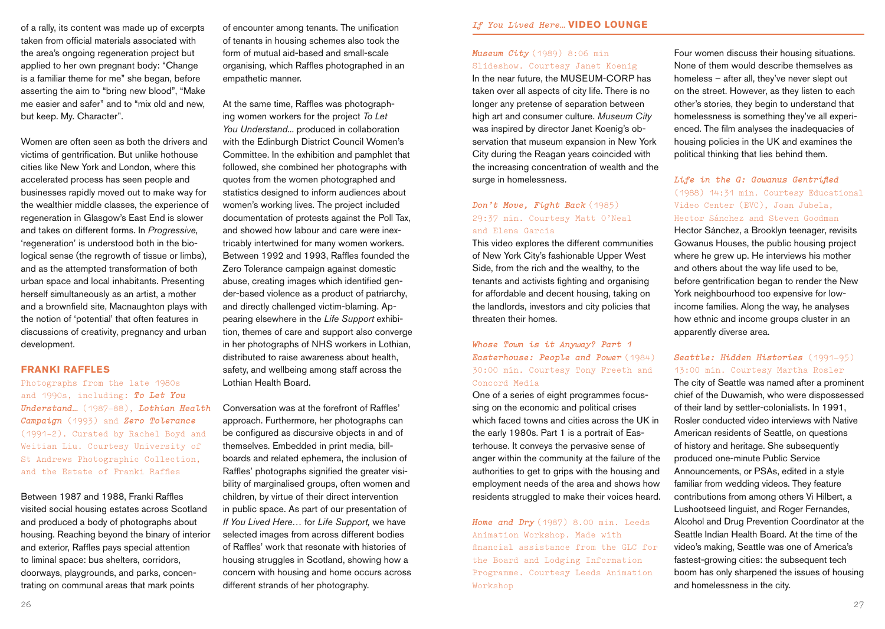of a rally, its content was made up of excerpts taken from official materials associated with the area's ongoing regeneration project but applied to her own pregnant body: "Change is a familiar theme for me" she began, before asserting the aim to "bring new blood", "Make me easier and safer" and to "mix old and new, but keep. My. Character".

Women are often seen as both the drivers and victims of gentrification. But unlike hothouse cities like New York and London, where this accelerated process has seen people and businesses rapidly moved out to make way for the wealthier middle classes, the experience of regeneration in Glasgow's East End is slower and takes on different forms. In *Progressive,* 'regeneration' is understood both in the biological sense (the regrowth of tissue or limbs), and as the attempted transformation of both urban space and local inhabitants. Presenting herself simultaneously as an artist, a mother and a brownfield site, Macnaughton plays with the notion of 'potential' that often features in discussions of creativity, pregnancy and urban development.

### FRANKI RAFFLES

Photographs from the late 1980s and 1990s, including: ***To Let You Understand…*** (1987–88), ***Lothian Health Campaign*** (1993) and ***Zero Tolerance*** (1991–2). Curated by Rachel Boyd and Weitian Liu. Courtesy University of St Andrews Photographic Collection, and the Estate of Franki Raffles

Between 1987 and 1988, Franki Raffles visited social housing estates across Scotland and produced a body of photographs about housing. Reaching beyond the binary of interior and exterior, Raffles pays special attention to liminal space: bus shelters, corridors, doorways, playgrounds, and parks, concentrating on communal areas that mark points of encounter among tenants. The unification of tenants in housing schemes also took the form of mutual aid-based and small-scale organising, which Raffles photographed in an empathetic manner.

At the same time, Raffles was photographing women workers for the project *To Let You Understand…* produced in collaboration with the Edinburgh District Council Women's Committee. In the exhibition and pamphlet that followed, she combined her photographs with quotes from the women photographed and statistics designed to inform audiences about women's working lives. The project included documentation of protests against the Poll Tax, and showed how labour and care were inextricably intertwined for many women workers. Between 1992 and 1993, Raffles founded the Zero Tolerance campaign against domestic abuse, creating images which identified gender-based violence as a product of patriarchy, and directly challenged victim-blaming. Appearing elsewhere in the *Life Support* exhibition, themes of care and support also converge in her photographs of NHS workers in Lothian, distributed to raise awareness about health, safety, and wellbeing among staff across the Lothian Health Board.

Conversation was at the forefront of Raffles' approach. Furthermore, her photographs can be configured as discursive objects in and of themselves. Embedded in print media, billboards and related ephemera, the inclusion of Raffles' photographs signified the greater visibility of marginalised groups, often women and children, by virtue of their direct intervention in public space. As part of our presentation of *If You Lived Here…* for *Life Support,* we have selected images from across different bodies of Raffles' work that resonate with histories of housing struggles in Scotland, showing how a concern with housing and home occurs across different strands of her photography.

## *If You Lived Here…* VIDEO LOUNGE

***Museum City*** (1989) 8:06 min Slideshow. Courtesy Janet Koenig

In the near future, the MUSEUM-CORP has taken over all aspects of city life. There is no longer any pretense of separation between high art and consumer culture. *Museum City* was inspired by director Janet Koenig's observation that museum expansion in New York City during the Reagan years coincided with the increasing concentration of wealth and the surge in homelessness.

***Don't Move, Fight Back*** (1985) 29:37 min. Courtesy Matt O'Neal and Elena Garcia

This video explores the different communities of New York City's fashionable Upper West Side, from the rich and the wealthy, to the tenants and activists fighting and organising for affordable and decent housing, taking on the landlords, investors and city policies that threaten their homes.

***Whose Town is it Anyway? Part 1 Easterhouse: People and Power*** (1984) 30:00 min. Courtesy Tony Freeth and Concord Media

One of a series of eight programmes focussing on the economic and political crises which faced towns and cities across the UK in the early 1980s. Part 1 is a portrait of Easterhouse. It conveys the pervasive sense of anger within the community at the failure of the authorities to get to grips with the housing and employment needs of the area and shows how residents struggled to make their voices heard.

***Home and Dry*** (1987) 8.00 min. Leeds Animation Workshop. Made with financial assistance from the GLC for the Board and Lodging Information Programme. Courtesy Leeds Animation Workshop

Four women discuss their housing situations. None of them would describe themselves as homeless – after all, they've never slept out on the street. However, as they listen to each other's stories, they begin to understand that homelessness is something they've all experienced. The film analyses the inadequacies of housing policies in the UK and examines the political thinking that lies behind them.

***Life in the G: Gowanus Gentrified*** (1988) 14:31 min. Courtesy Educational Video Center (EVC), Joan Jubela, Hector Sánchez and Steven Goodman

Hector Sánchez, a Brooklyn teenager, revisits Gowanus Houses, the public housing project where he grew up. He interviews his mother and others about the way life used to be, before gentrification began to render the New York neighbourhood too expensive for low-income families. Along the way, he analyses how ethnic and income groups cluster in an apparently diverse area.

***Seattle: Hidden Histories*** (1991–95) 13:00 min. Courtesy Martha Rosler

The city of Seattle was named after a prominent chief of the Duwamish, who were dispossessed of their land by settler-colonialists. In 1991, Rosler conducted video interviews with Native American residents of Seattle, on questions of history and heritage. She subsequently produced one-minute Public Service Announcements, or PSAs, edited in a style familiar from wedding videos. They feature contributions from among others Vi Hilbert, a Lushootseed linguist, and Roger Fernandes, Alcohol and Drug Prevention Coordinator at the Seattle Indian Health Board. At the time of the video's making, Seattle was one of America's fastest-growing cities: the subsequent tech boom has only sharpened the issues of housing and homelessness in the city.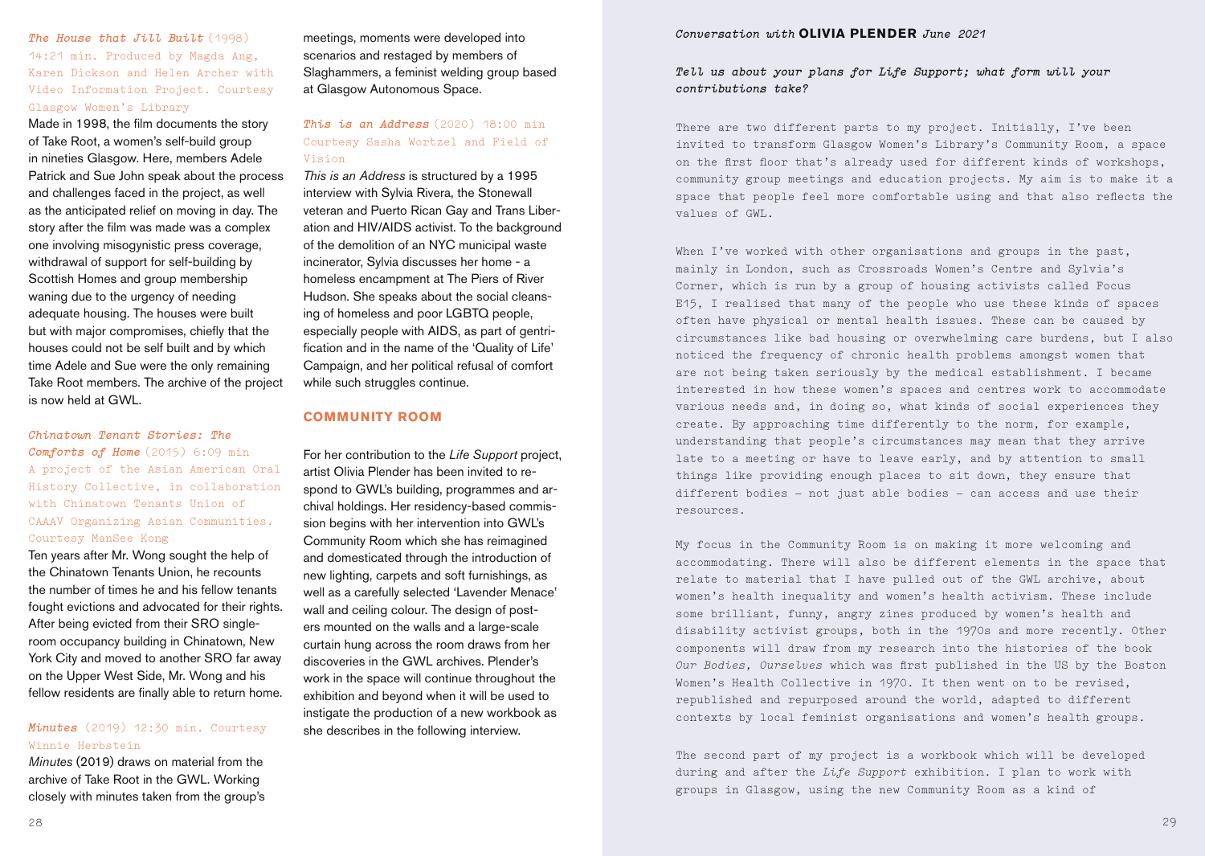*The House that Jill Built* (1998) 14:21 min. Produced by Magda Ang, Karen Dickson and Helen Archer with Video Information Project. Courtesy Glasgow Women's Library

Made in 1998, the film documents the story of Take Root, a women's self-build group in nineties Glasgow. Here, members Adele Patrick and Sue John speak about the process and challenges faced in the project, as well as the anticipated relief on moving in day. The story after the film was made was a complex one involving misogynistic press coverage, withdrawal of support for self-building by Scottish Homes and group membership waning due to the urgency of needing adequate housing. The houses were built but with major compromises, chiefly that the houses could not be self built and by which time Adele and Sue were the only remaining Take Root members. The archive of the project is now held at GWL.

*Chinatown Tenant Stories: The Comforts of Home* (2015) 6:09 min A project of the Asian American Oral History Collective, in collaboration with Chinatown Tenants Union of CAAAV Organizing Asian Communities. Courtesy ManSee Kong

Ten years after Mr. Wong sought the help of the Chinatown Tenants Union, he recounts the number of times he and his fellow tenants fought evictions and advocated for their rights. After being evicted from their SRO single-room occupancy building in Chinatown, New York City and moved to another SRO far away on the Upper West Side, Mr. Wong and his fellow residents are finally able to return home.

*Minutes* (2019) 12:30 min. Courtesy Winnie Herbstein

*Minutes* (2019) draws on material from the archive of Take Root in the GWL. Working closely with minutes taken from the group's meetings, moments were developed into scenarios and restaged by members of Slaghammers, a feminist welding group based at Glasgow Autonomous Space.

*This is an Address* (2020) 18:00 min Courtesy Sasha Wortzel and Field of Vision

*This is an Address* is structured by a 1995 interview with Sylvia Rivera, the Stonewall veteran and Puerto Rican Gay and Trans Liberation and HIV/AIDS activist. To the background of the demolition of an NYC municipal waste incinerator, Sylvia discusses her home - a homeless encampment at The Piers of River Hudson. She speaks about the social cleansing of homeless and poor LGBTQ people, especially people with AIDS, as part of gentrification and in the name of the 'Quality of Life' Campaign, and her political refusal of comfort while such struggles continue.

## COMMUNITY ROOM

For her contribution to the *Life Support* project, artist Olivia Plender has been invited to respond to GWL's building, programmes and archival holdings. Her residency-based commission begins with her intervention into GWL's Community Room which she has reimagined and domesticated through the introduction of new lighting, carpets and soft furnishings, as well as a carefully selected 'Lavender Menace' wall and ceiling colour. The design of posters mounted on the walls and a large-scale curtain hung across the room draws from her discoveries in the GWL archives. Plender's work in the space will continue throughout the exhibition and beyond when it will be used to instigate the production of a new workbook as she describes in the following interview.

*Conversation with* **OLIVIA PLENDER** *June 2021*

*Tell us about your plans for Life Support; what form will your contributions take?*

There are two different parts to my project. Initially, I've been invited to transform Glasgow Women's Library's Community Room, a space on the first floor that's already used for different kinds of workshops, community group meetings and education projects. My aim is to make it a space that people feel more comfortable using and that also reflects the values of GWL.

When I've worked with other organisations and groups in the past, mainly in London, such as Crossroads Women's Centre and Sylvia's Corner, which is run by a group of housing activists called Focus E15, I realised that many of the people who use these kinds of spaces often have physical or mental health issues. These can be caused by circumstances like bad housing or overwhelming care burdens, but I also noticed the frequency of chronic health problems amongst women that are not being taken seriously by the medical establishment. I became interested in how these women's spaces and centres work to accommodate various needs and, in doing so, what kinds of social experiences they create. By approaching time differently to the norm, for example, understanding that people's circumstances may mean that they arrive late to a meeting or have to leave early, and by attention to small things like providing enough places to sit down, they ensure that different bodies – not just able bodies – can access and use their resources.

My focus in the Community Room is on making it more welcoming and accommodating. There will also be different elements in the space that relate to material that I have pulled out of the GWL archive, about women's health inequality and women's health activism. These include some brilliant, funny, angry zines produced by women's health and disability activist groups, both in the 1970s and more recently. Other components will draw from my research into the histories of the book *Our Bodies, Ourselves* which was first published in the US by the Boston Women's Health Collective in 1970. It then went on to be revised, republished and repurposed around the world, adapted to different contexts by local feminist organisations and women's health groups.

The second part of my project is a workbook which will be developed during and after the *Life Support* exhibition. I plan to work with groups in Glasgow, using the new Community Room as a kind of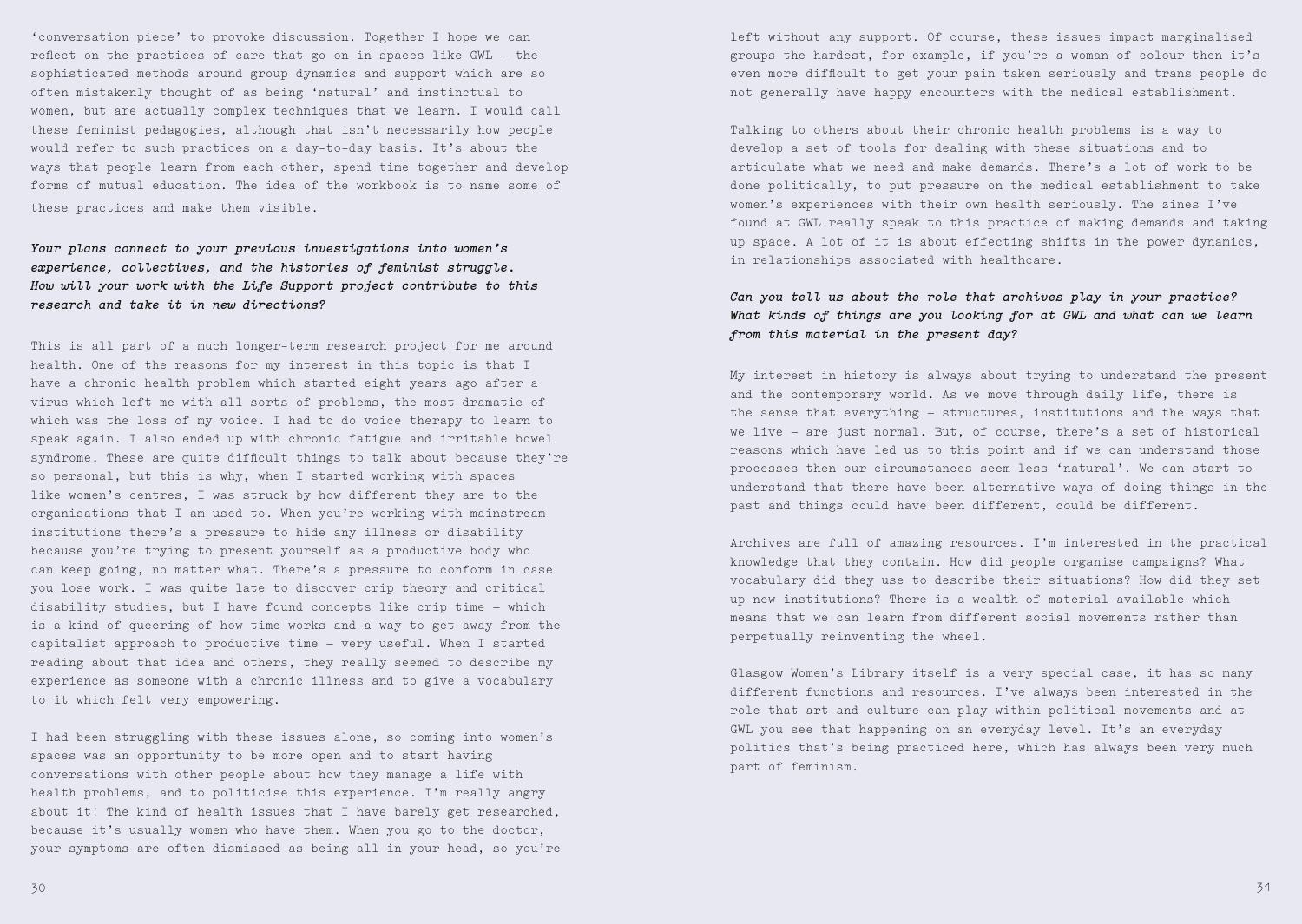'conversation piece' to provoke discussion. Together I hope we can reflect on the practices of care that go on in spaces like GWL – the sophisticated methods around group dynamics and support which are so often mistakenly thought of as being 'natural' and instinctual to women, but are actually complex techniques that we learn. I would call these feminist pedagogies, although that isn't necessarily how people would refer to such practices on a day-to-day basis. It's about the ways that people learn from each other, spend time together and develop forms of mutual education. The idea of the workbook is to name some of these practices and make them visible.

***Your plans connect to your previous investigations into women's experience, collectives, and the histories of feminist struggle. How will your work with the Life Support project contribute to this research and take it in new directions?***

This is all part of a much longer-term research project for me around health. One of the reasons for my interest in this topic is that I have a chronic health problem which started eight years ago after a virus which left me with all sorts of problems, the most dramatic of which was the loss of my voice. I had to do voice therapy to learn to speak again. I also ended up with chronic fatigue and irritable bowel syndrome. These are quite difficult things to talk about because they're so personal, but this is why, when I started working with spaces like women's centres, I was struck by how different they are to the organisations that I am used to. When you're working with mainstream institutions there's a pressure to hide any illness or disability because you're trying to present yourself as a productive body who can keep going, no matter what. There's a pressure to conform in case you lose work. I was quite late to discover crip theory and critical disability studies, but I have found concepts like crip time – which is a kind of queering of how time works and a way to get away from the capitalist approach to productive time – very useful. When I started reading about that idea and others, they really seemed to describe my experience as someone with a chronic illness and to give a vocabulary to it which felt very empowering.

I had been struggling with these issues alone, so coming into women's spaces was an opportunity to be more open and to start having conversations with other people about how they manage a life with health problems, and to politicise this experience. I'm really angry about it! The kind of health issues that I have barely get researched, because it's usually women who have them. When you go to the doctor, your symptoms are often dismissed as being all in your head, so you're left without any support. Of course, these issues impact marginalised groups the hardest, for example, if you're a woman of colour then it's even more difficult to get your pain taken seriously and trans people do not generally have happy encounters with the medical establishment.

Talking to others about their chronic health problems is a way to develop a set of tools for dealing with these situations and to articulate what we need and make demands. There's a lot of work to be done politically, to put pressure on the medical establishment to take women's experiences with their own health seriously. The zines I've found at GWL really speak to this practice of making demands and taking up space. A lot of it is about effecting shifts in the power dynamics, in relationships associated with healthcare.

***Can you tell us about the role that archives play in your practice? What kinds of things are you looking for at GWL and what can we learn from this material in the present day?***

My interest in history is always about trying to understand the present and the contemporary world. As we move through daily life, there is the sense that everything – structures, institutions and the ways that we live – are just normal. But, of course, there's a set of historical reasons which have led us to this point and if we can understand those processes then our circumstances seem less 'natural'. We can start to understand that there have been alternative ways of doing things in the past and things could have been different, could be different.

Archives are full of amazing resources. I'm interested in the practical knowledge that they contain. How did people organise campaigns? What vocabulary did they use to describe their situations? How did they set up new institutions? There is a wealth of material available which means that we can learn from different social movements rather than perpetually reinventing the wheel.

Glasgow Women's Library itself is a very special case, it has so many different functions and resources. I've always been interested in the role that art and culture can play within political movements and at GWL you see that happening on an everyday level. It's an everyday politics that's being practiced here, which has always been very much part of feminism.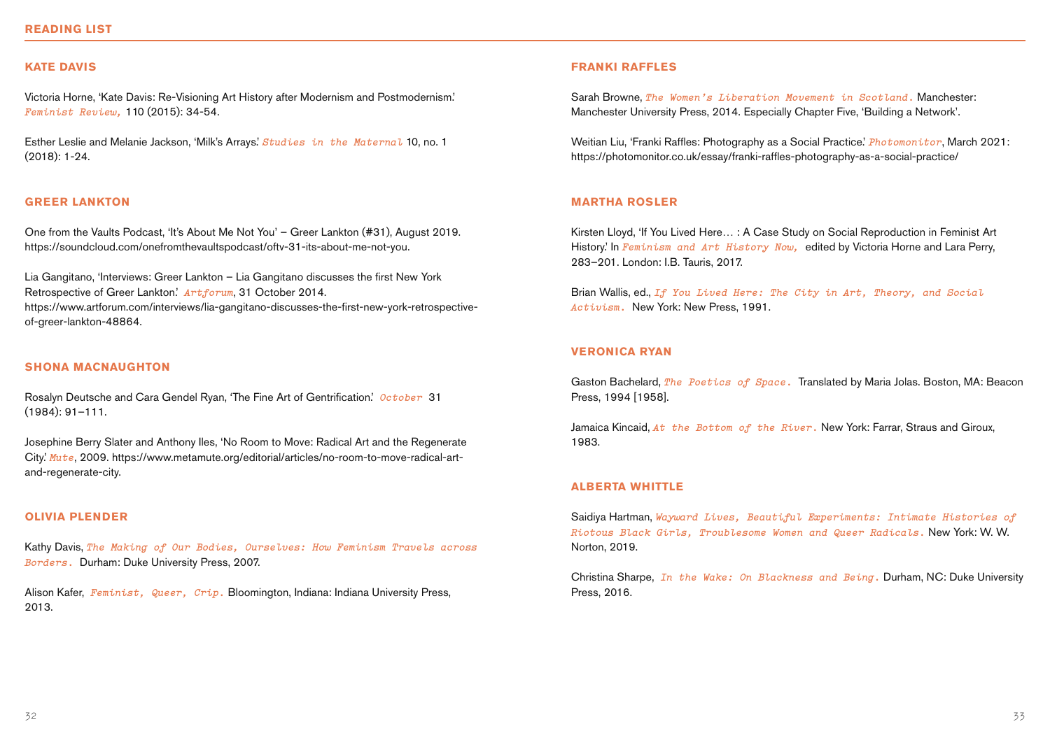# READING LIST

## KATE DAVIS

Victoria Horne, 'Kate Davis: Re-Visioning Art History after Modernism and Postmodernism.' *Feminist Review,* 110 (2015): 34-54.

Esther Leslie and Melanie Jackson, 'Milk's Arrays.' *Studies in the Maternal* 10, no. 1 (2018): 1-24.

## GREER LANKTON

One from the Vaults Podcast, 'It's About Me Not You' – Greer Lankton (#31), August 2019. https://soundcloud.com/onefromthevaultspodcast/oftv-31-its-about-me-not-you.

Lia Gangitano, 'Interviews: Greer Lankton – Lia Gangitano discusses the first New York Retrospective of Greer Lankton.' *Artforum*, 31 October 2014. https://www.artforum.com/interviews/lia-gangitano-discusses-the-first-new-york-retrospective-of-greer-lankton-48864.

## SHONA MACNAUGHTON

Rosalyn Deutsche and Cara Gendel Ryan, 'The Fine Art of Gentrification.' *October* 31 (1984): 91–111.

Josephine Berry Slater and Anthony Iles, 'No Room to Move: Radical Art and the Regenerate City.' *Mute*, 2009. https://www.metamute.org/editorial/articles/no-room-to-move-radical-art-and-regenerate-city.

## OLIVIA PLENDER

Kathy Davis, *The Making of Our Bodies, Ourselves: How Feminism Travels across Borders.* Durham: Duke University Press, 2007.

Alison Kafer, *Feminist, Queer, Crip.* Bloomington, Indiana: Indiana University Press, 2013.

## FRANKI RAFFLES

Sarah Browne, *The Women's Liberation Movement in Scotland.* Manchester: Manchester University Press, 2014. Especially Chapter Five, 'Building a Network'.

Weitian Liu, 'Franki Raffles: Photography as a Social Practice.' *Photomonitor*, March 2021: https://photomonitor.co.uk/essay/franki-raffles-photography-as-a-social-practice/

## MARTHA ROSLER

Kirsten Lloyd, 'If You Lived Here… : A Case Study on Social Reproduction in Feminist Art History.' In *Feminism and Art History Now,* edited by Victoria Horne and Lara Perry, 283–201. London: I.B. Tauris, 2017.

Brian Wallis, ed., *If You Lived Here: The City in Art, Theory, and Social Activism.* New York: New Press, 1991.

## VERONICA RYAN

Gaston Bachelard, *The Poetics of Space.* Translated by Maria Jolas. Boston, MA: Beacon Press, 1994 [1958].

Jamaica Kincaid, *At the Bottom of the River.* New York: Farrar, Straus and Giroux, 1983.

## ALBERTA WHITTLE

Saidiya Hartman, *Wayward Lives, Beautiful Experiments: Intimate Histories of Riotous Black Girls, Troublesome Women and Queer Radicals.* New York: W. W. Norton, 2019.

Christina Sharpe, *In the Wake: On Blackness and Being.* Durham, NC: Duke University Press, 2016.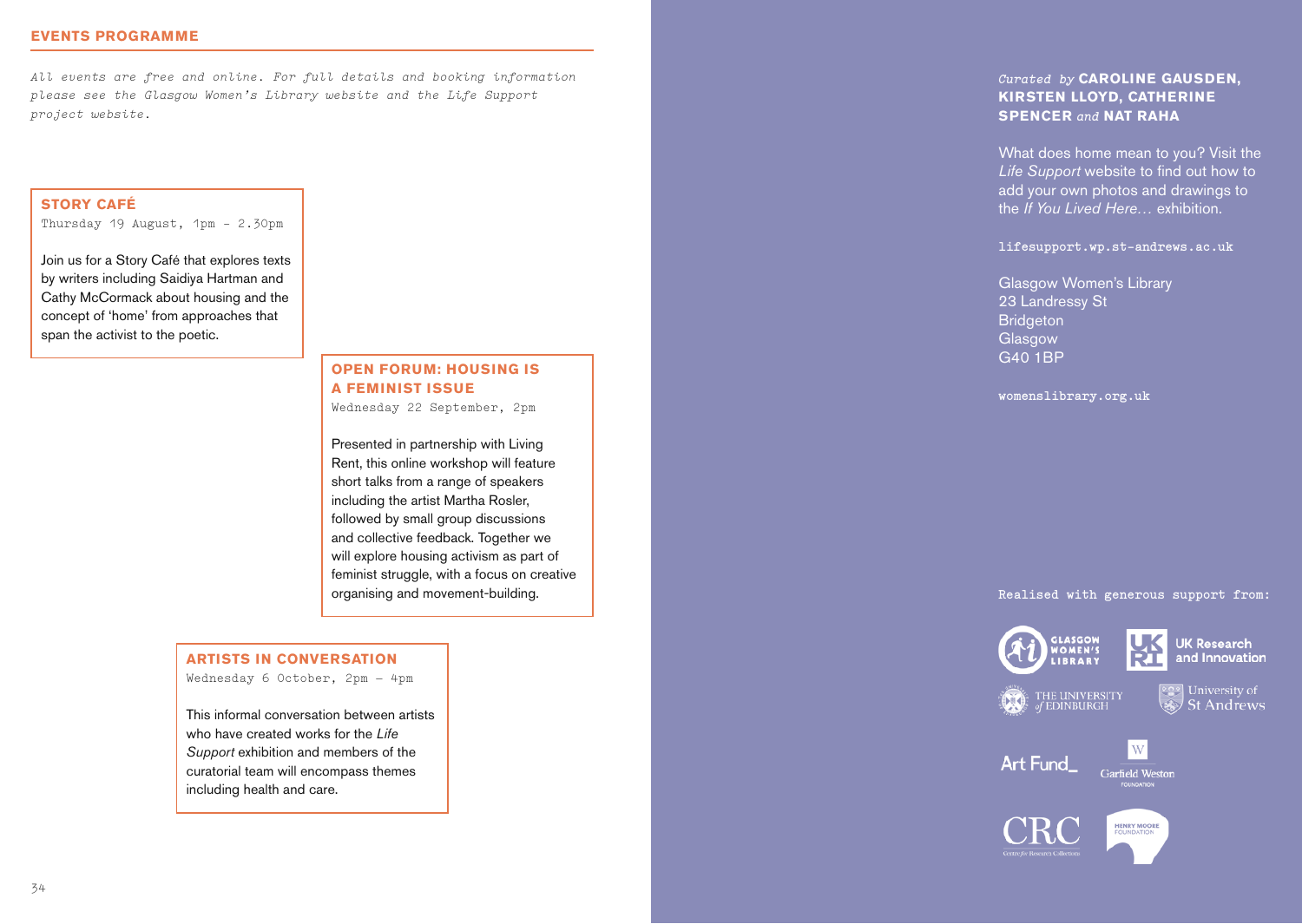## EVENTS PROGRAMME

*All events are free and online. For full details and booking information please see the Glasgow Women's Library website and the Life Support project website.*

### STORY CAFÉ

Thursday 19 August, 1pm – 2.30pm

Join us for a Story Café that explores texts by writers including Saidiya Hartman and Cathy McCormack about housing and the concept of 'home' from approaches that span the activist to the poetic.

### OPEN FORUM: HOUSING IS A FEMINIST ISSUE

Wednesday 22 September, 2pm

Presented in partnership with Living Rent, this online workshop will feature short talks from a range of speakers including the artist Martha Rosler, followed by small group discussions and collective feedback. Together we will explore housing activism as part of feminist struggle, with a focus on creative organising and movement-building.

### ARTISTS IN CONVERSATION

Wednesday 6 October, 2pm – 4pm

This informal conversation between artists who have created works for the *Life Support* exhibition and members of the curatorial team will encompass themes including health and care.

*Curated by* **CAROLINE GAUSDEN, KIRSTEN LLOYD, CATHERINE SPENCER** *and* **NAT RAHA**

What does home mean to you? Visit the *Life Support* website to find out how to add your own photos and drawings to the *If You Lived Here…* exhibition.

lifesupport.wp.st-andrews.ac.uk

Glasgow Women's Library
23 Landressy St
Bridgeton
Glasgow
G40 1BP

womenslibrary.org.uk

Realised with generous support from:

Glasgow Women's Library, UK Research and Innovation, The University of Edinburgh, University of St Andrews, Art Fund, Garfield Weston Foundation, CRC Centre for Research Collections, Henry Moore Foundation